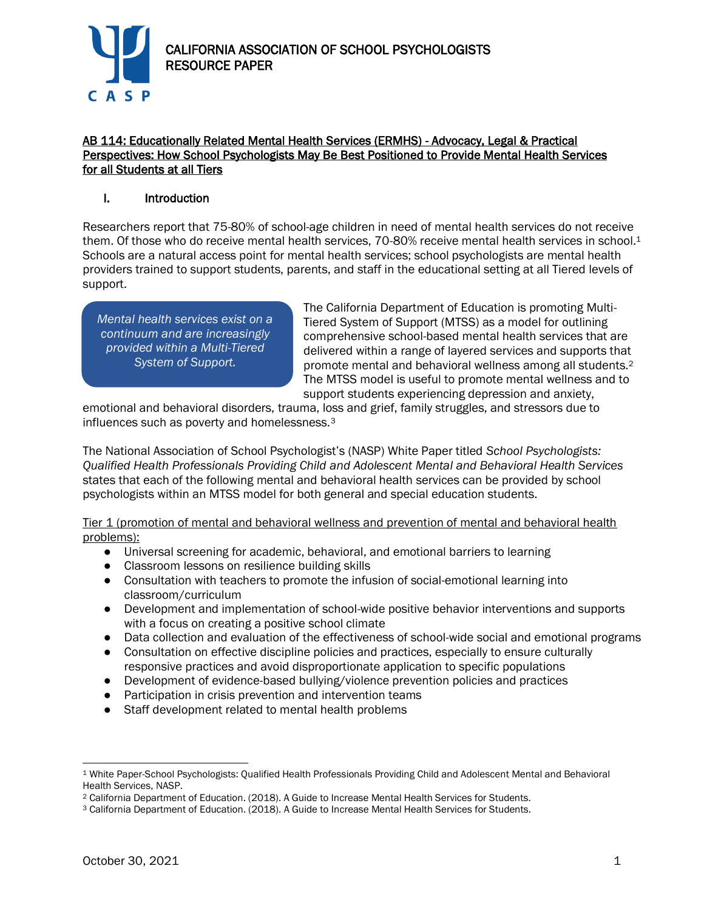# CALIFORNIA ASSOCIATION OF SCHOOL PSYCHOLOGISTS RESOURCE PAPER

## AB 114: Educationally Related Mental Health Services (ERMHS) - Advocacy, Legal & Practical Perspectives: How School Psychologists May Be Best Positioned to Provide Mental Health Services for all Students at all Tiers

### I. Introduction

Researchers report that 75-80% of school-age children in need of mental health services do not receive them. Of those who do receive mental health services, 70-80% receive mental health services in school.[1] Schools are a natural access point for mental health services; school psychologists are mental health providers trained to support students, parents, and staff in the educational setting at all Tiered levels of support.

*Mental health services exist on a continuum and are increasingly provided within a Multi-Tiered System of Support.*

The California Department of Education is promoting Multi-Tiered System of Support (MTSS) as a model for outlining comprehensive school-based mental health services that are delivered within a range of layered services and supports that promote mental and behavioral wellness among all students.[2] The MTSS model is useful to promote mental wellness and to support students experiencing depression and anxiety, emotional and behavioral disorders, trauma, loss and grief, family struggles, and stressors due to influences such as poverty and homelessness.[3]

The National Association of School Psychologist's (NASP) White Paper titled *School Psychologists: Qualified Health Professionals Providing Child and Adolescent Mental and Behavioral Health Services* states that each of the following mental and behavioral health services can be provided by school psychologists within an MTSS model for both general and special education students.

Tier 1 (promotion of mental and behavioral wellness and prevention of mental and behavioral health problems):

- Universal screening for academic, behavioral, and emotional barriers to learning
- Classroom lessons on resilience building skills
- Consultation with teachers to promote the infusion of social-emotional learning into classroom/curriculum
- Development and implementation of school-wide positive behavior interventions and supports with a focus on creating a positive school climate
- Data collection and evaluation of the effectiveness of school-wide social and emotional programs
- Consultation on effective discipline policies and practices, especially to ensure culturally responsive practices and avoid disproportionate application to specific populations
- Development of evidence-based bullying/violence prevention policies and practices
- Participation in crisis prevention and intervention teams
- Staff development related to mental health problems

---

[1] White Paper-School Psychologists: Qualified Health Professionals Providing Child and Adolescent Mental and Behavioral Health Services, NASP.

[2] California Department of Education. (2018). A Guide to Increase Mental Health Services for Students.

[3] California Department of Education. (2018). A Guide to Increase Mental Health Services for Students.

October 30, 2021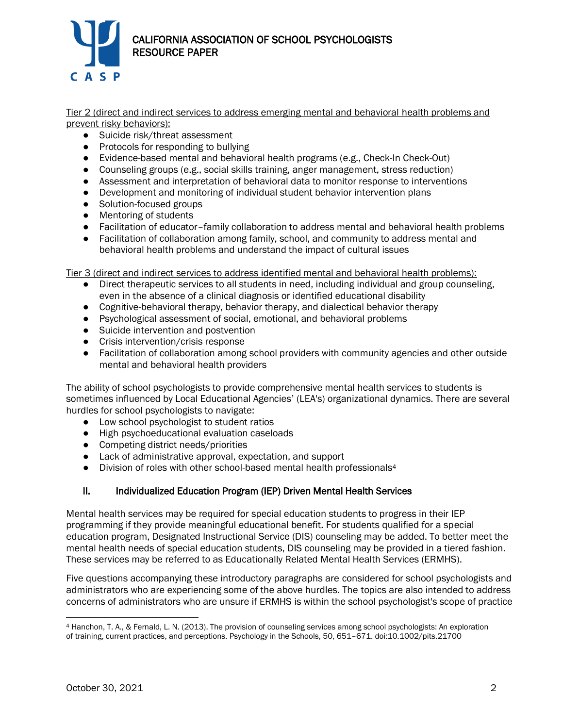<u>Tier 2 (direct and indirect services to address emerging mental and behavioral health problems and prevent risky behaviors):</u>

- Suicide risk/threat assessment
- Protocols for responding to bullying
- Evidence-based mental and behavioral health programs (e.g., Check-In Check-Out)
- Counseling groups (e.g., social skills training, anger management, stress reduction)
- Assessment and interpretation of behavioral data to monitor response to interventions
- Development and monitoring of individual student behavior intervention plans
- Solution-focused groups
- Mentoring of students
- Facilitation of educator–family collaboration to address mental and behavioral health problems
- Facilitation of collaboration among family, school, and community to address mental and behavioral health problems and understand the impact of cultural issues

<u>Tier 3 (direct and indirect services to address identified mental and behavioral health problems):</u>

- Direct therapeutic services to all students in need, including individual and group counseling, even in the absence of a clinical diagnosis or identified educational disability
- Cognitive-behavioral therapy, behavior therapy, and dialectical behavior therapy
- Psychological assessment of social, emotional, and behavioral problems
- Suicide intervention and postvention
- Crisis intervention/crisis response
- Facilitation of collaboration among school providers with community agencies and other outside mental and behavioral health providers

The ability of school psychologists to provide comprehensive mental health services to students is sometimes influenced by Local Educational Agencies' (LEA's) organizational dynamics. There are several hurdles for school psychologists to navigate:

- Low school psychologist to student ratios
- High psychoeducational evaluation caseloads
- Competing district needs/priorities
- Lack of administrative approval, expectation, and support
- Division of roles with other school-based mental health professionals[4]

## II. Individualized Education Program (IEP) Driven Mental Health Services

Mental health services may be required for special education students to progress in their IEP programming if they provide meaningful educational benefit. For students qualified for a special education program, Designated Instructional Service (DIS) counseling may be added. To better meet the mental health needs of special education students, DIS counseling may be provided in a tiered fashion. These services may be referred to as Educationally Related Mental Health Services (ERMHS).

Five questions accompanying these introductory paragraphs are considered for school psychologists and administrators who are experiencing some of the above hurdles. The topics are also intended to address concerns of administrators who are unsure if ERMHS is within the school psychologist's scope of practice

---

[4] Hanchon, T. A., & Fernald, L. N. (2013). The provision of counseling services among school psychologists: An exploration of training, current practices, and perceptions. Psychology in the Schools, 50, 651–671. doi:10.1002/pits.21700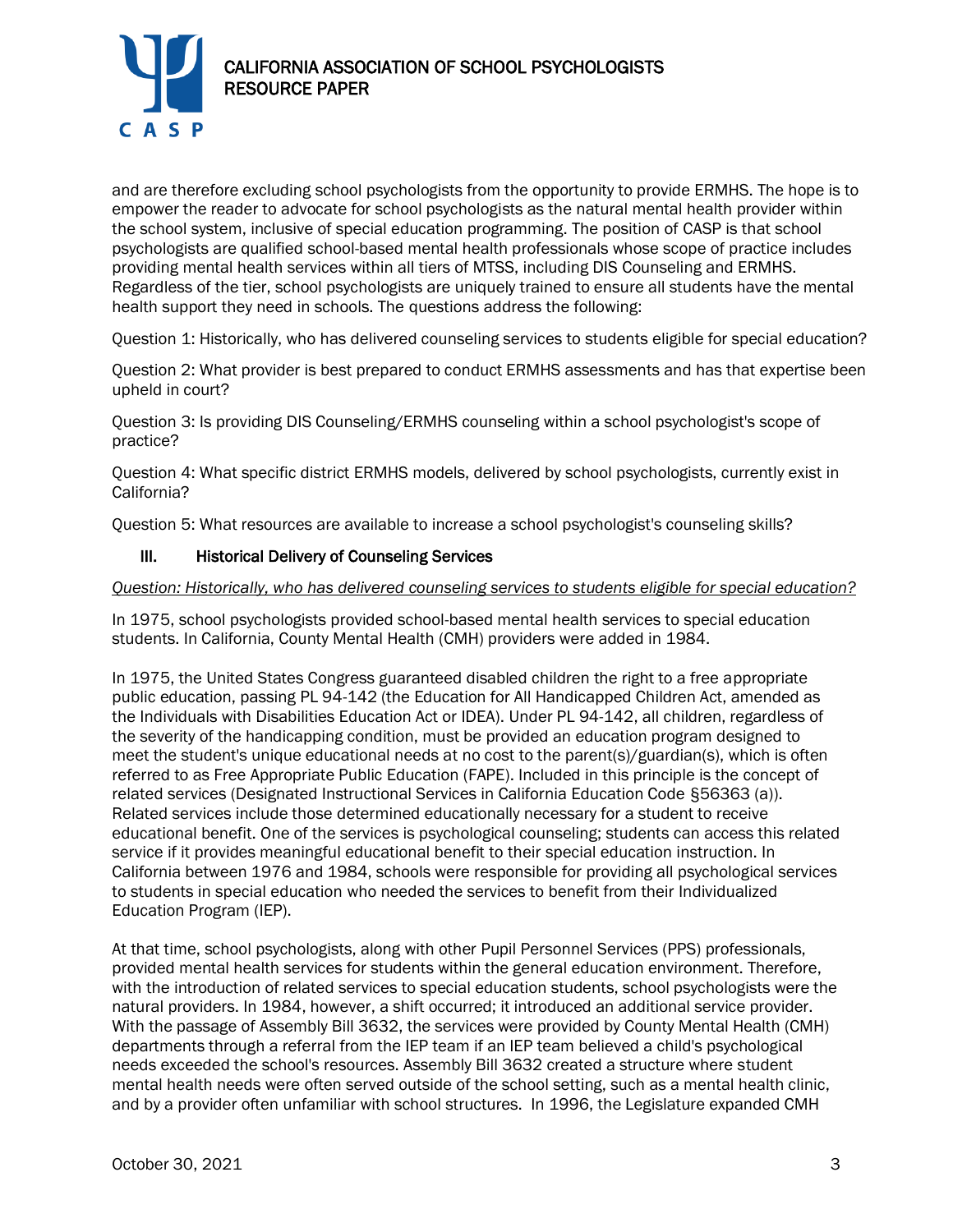and are therefore excluding school psychologists from the opportunity to provide ERMHS. The hope is to empower the reader to advocate for school psychologists as the natural mental health provider within the school system, inclusive of special education programming. The position of CASP is that school psychologists are qualified school-based mental health professionals whose scope of practice includes providing mental health services within all tiers of MTSS, including DIS Counseling and ERMHS. Regardless of the tier, school psychologists are uniquely trained to ensure all students have the mental health support they need in schools. The questions address the following:

Question 1: Historically, who has delivered counseling services to students eligible for special education?

Question 2: What provider is best prepared to conduct ERMHS assessments and has that expertise been upheld in court?

Question 3: Is providing DIS Counseling/ERMHS counseling within a school psychologist's scope of practice?

Question 4: What specific district ERMHS models, delivered by school psychologists, currently exist in California?

Question 5: What resources are available to increase a school psychologist's counseling skills?

## III. Historical Delivery of Counseling Services

*Question: Historically, who has delivered counseling services to students eligible for special education?*

In 1975, school psychologists provided school-based mental health services to special education students. In California, County Mental Health (CMH) providers were added in 1984.

In 1975, the United States Congress guaranteed disabled children the right to a free appropriate public education, passing PL 94-142 (the Education for All Handicapped Children Act, amended as the Individuals with Disabilities Education Act or IDEA). Under PL 94-142, all children, regardless of the severity of the handicapping condition, must be provided an education program designed to meet the student's unique educational needs at no cost to the parent(s)/guardian(s), which is often referred to as Free Appropriate Public Education (FAPE). Included in this principle is the concept of related services (Designated Instructional Services in California Education Code §56363 (a)). Related services include those determined educationally necessary for a student to receive educational benefit. One of the services is psychological counseling; students can access this related service if it provides meaningful educational benefit to their special education instruction. In California between 1976 and 1984, schools were responsible for providing all psychological services to students in special education who needed the services to benefit from their Individualized Education Program (IEP).

At that time, school psychologists, along with other Pupil Personnel Services (PPS) professionals, provided mental health services for students within the general education environment. Therefore, with the introduction of related services to special education students, school psychologists were the natural providers. In 1984, however, a shift occurred; it introduced an additional service provider. With the passage of Assembly Bill 3632, the services were provided by County Mental Health (CMH) departments through a referral from the IEP team if an IEP team believed a child's psychological needs exceeded the school's resources. Assembly Bill 3632 created a structure where student mental health needs were often served outside of the school setting, such as a mental health clinic, and by a provider often unfamiliar with school structures. In 1996, the Legislature expanded CMH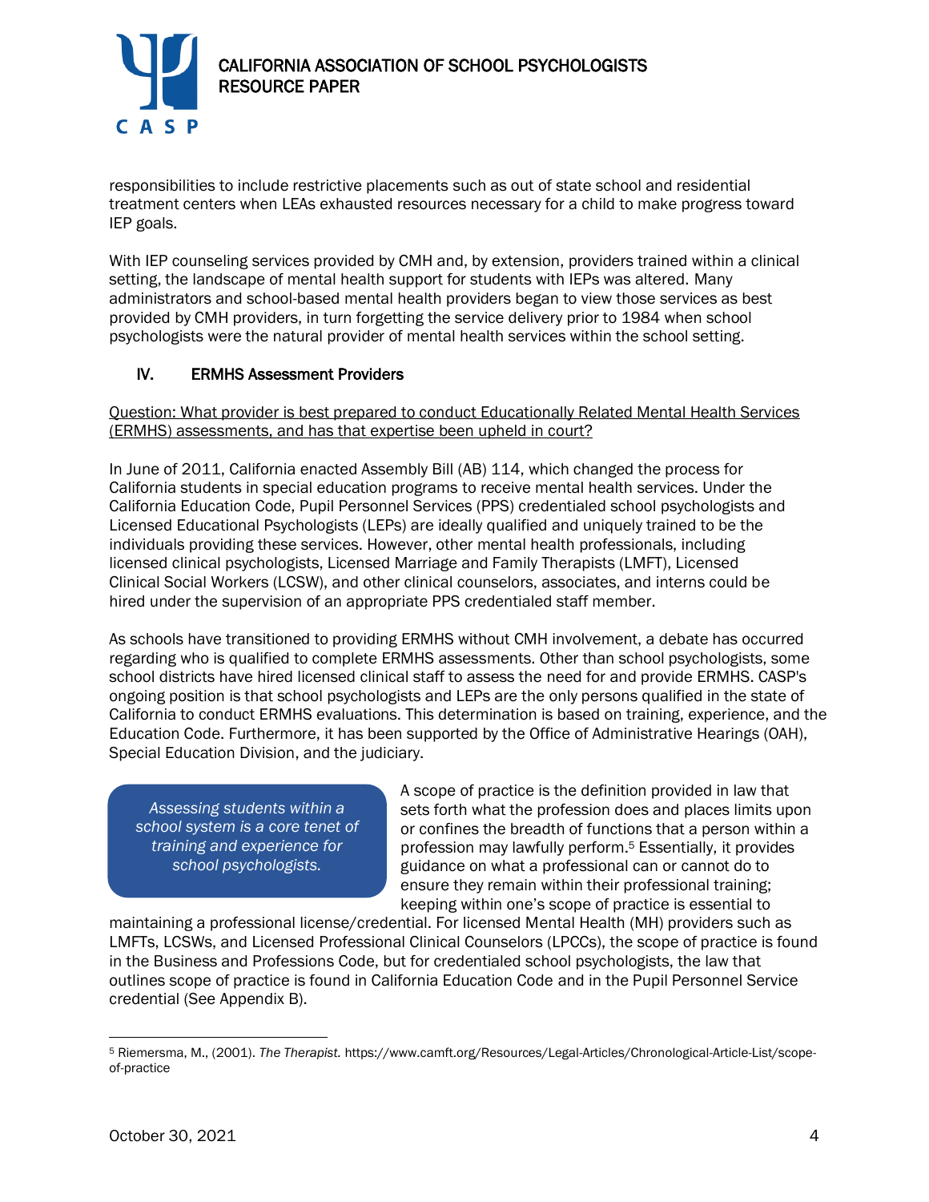responsibilities to include restrictive placements such as out of state school and residential treatment centers when LEAs exhausted resources necessary for a child to make progress toward IEP goals.

With IEP counseling services provided by CMH and, by extension, providers trained within a clinical setting, the landscape of mental health support for students with IEPs was altered. Many administrators and school-based mental health providers began to view those services as best provided by CMH providers, in turn forgetting the service delivery prior to 1984 when school psychologists were the natural provider of mental health services within the school setting.

## IV. ERMHS Assessment Providers

<u>Question: What provider is best prepared to conduct Educationally Related Mental Health Services (ERMHS) assessments, and has that expertise been upheld in court?</u>

In June of 2011, California enacted Assembly Bill (AB) 114, which changed the process for California students in special education programs to receive mental health services. Under the California Education Code, Pupil Personnel Services (PPS) credentialed school psychologists and Licensed Educational Psychologists (LEPs) are ideally qualified and uniquely trained to be the individuals providing these services. However, other mental health professionals, including licensed clinical psychologists, Licensed Marriage and Family Therapists (LMFT), Licensed Clinical Social Workers (LCSW), and other clinical counselors, associates, and interns could be hired under the supervision of an appropriate PPS credentialed staff member.

As schools have transitioned to providing ERMHS without CMH involvement, a debate has occurred regarding who is qualified to complete ERMHS assessments. Other than school psychologists, some school districts have hired licensed clinical staff to assess the need for and provide ERMHS. CASP's ongoing position is that school psychologists and LEPs are the only persons qualified in the state of California to conduct ERMHS evaluations. This determination is based on training, experience, and the Education Code. Furthermore, it has been supported by the Office of Administrative Hearings (OAH), Special Education Division, and the judiciary.

> *Assessing students within a school system is a core tenet of training and experience for school psychologists.*

A scope of practice is the definition provided in law that sets forth what the profession does and places limits upon or confines the breadth of functions that a person within a profession may lawfully perform.[5] Essentially, it provides guidance on what a professional can or cannot do to ensure they remain within their professional training; keeping within one's scope of practice is essential to maintaining a professional license/credential. For licensed Mental Health (MH) providers such as LMFTs, LCSWs, and Licensed Professional Clinical Counselors (LPCCs), the scope of practice is found in the Business and Professions Code, but for credentialed school psychologists, the law that outlines scope of practice is found in California Education Code and in the Pupil Personnel Service credential (See Appendix B).

---

[5] Riemersma, M., (2001). *The Therapist.* https://www.camft.org/Resources/Legal-Articles/Chronological-Article-List/scope-of-practice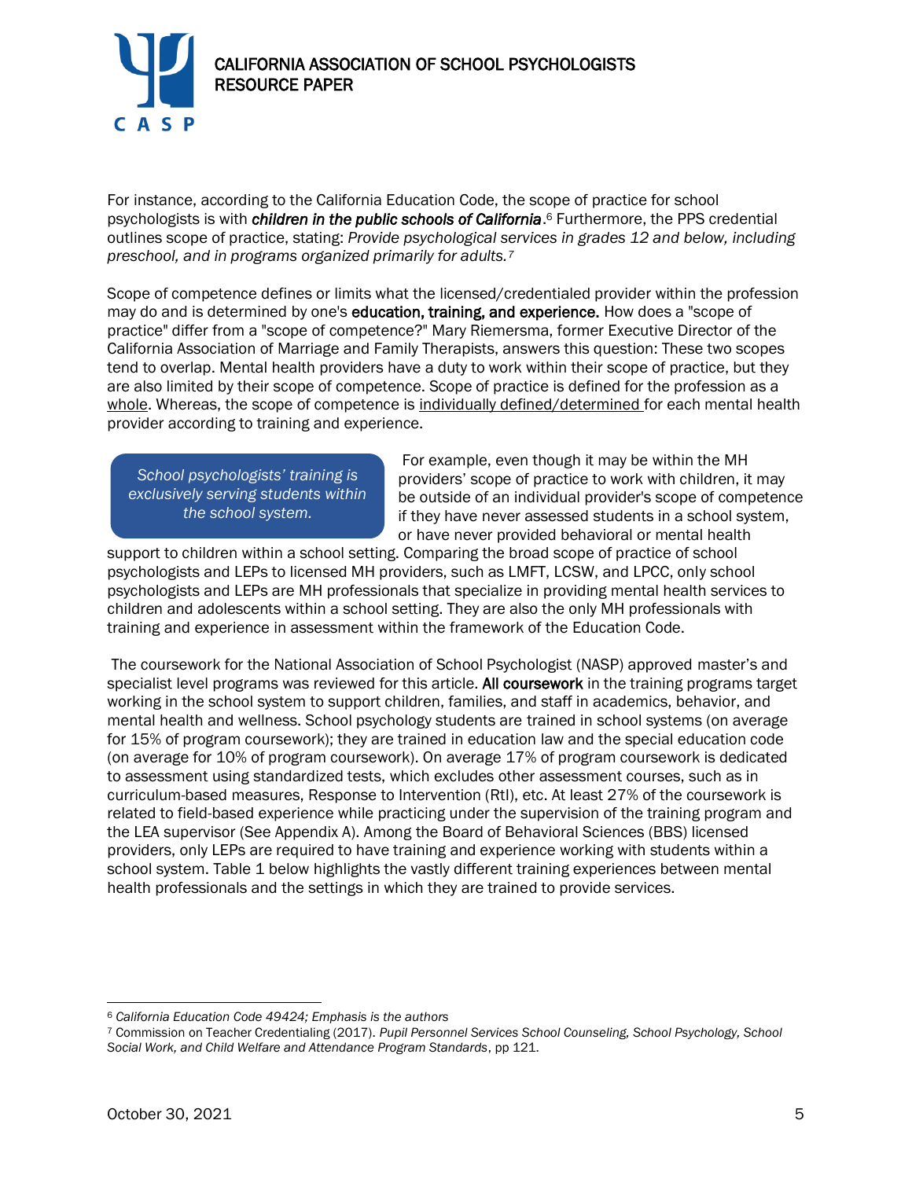For instance, according to the California Education Code, the scope of practice for school psychologists is with ***children in the public schools of California***.[6] Furthermore, the PPS credential outlines scope of practice, stating: *Provide psychological services in grades 12 and below, including preschool, and in programs organized primarily for adults.*[7]

Scope of competence defines or limits what the licensed/credentialed provider within the profession may do and is determined by one's **education, training, and experience.** How does a "scope of practice" differ from a "scope of competence?" Mary Riemersma, former Executive Director of the California Association of Marriage and Family Therapists, answers this question: These two scopes tend to overlap. Mental health providers have a duty to work within their scope of practice, but they are also limited by their scope of competence. Scope of practice is defined for the profession as a whole. Whereas, the scope of competence is individually defined/determined for each mental health provider according to training and experience.

> *School psychologists' training is exclusively serving students within the school system.*

For example, even though it may be within the MH providers' scope of practice to work with children, it may be outside of an individual provider's scope of competence if they have never assessed students in a school system, or have never provided behavioral or mental health support to children within a school setting. Comparing the broad scope of practice of school psychologists and LEPs to licensed MH providers, such as LMFT, LCSW, and LPCC, only school psychologists and LEPs are MH professionals that specialize in providing mental health services to children and adolescents within a school setting. They are also the only MH professionals with training and experience in assessment within the framework of the Education Code.

The coursework for the National Association of School Psychologist (NASP) approved master's and specialist level programs was reviewed for this article. **All coursework** in the training programs target working in the school system to support children, families, and staff in academics, behavior, and mental health and wellness. School psychology students are trained in school systems (on average for 15% of program coursework); they are trained in education law and the special education code (on average for 10% of program coursework). On average 17% of program coursework is dedicated to assessment using standardized tests, which excludes other assessment courses, such as in curriculum-based measures, Response to Intervention (RtI), etc. At least 27% of the coursework is related to field-based experience while practicing under the supervision of the training program and the LEA supervisor (See Appendix A). Among the Board of Behavioral Sciences (BBS) licensed providers, only LEPs are required to have training and experience working with students within a school system. Table 1 below highlights the vastly different training experiences between mental health professionals and the settings in which they are trained to provide services.

---

[6] *California Education Code 49424; Emphasis is the authors*

[7] Commission on Teacher Credentialing (2017). *Pupil Personnel Services School Counseling, School Psychology, School Social Work, and Child Welfare and Attendance Program Standards*, pp 121.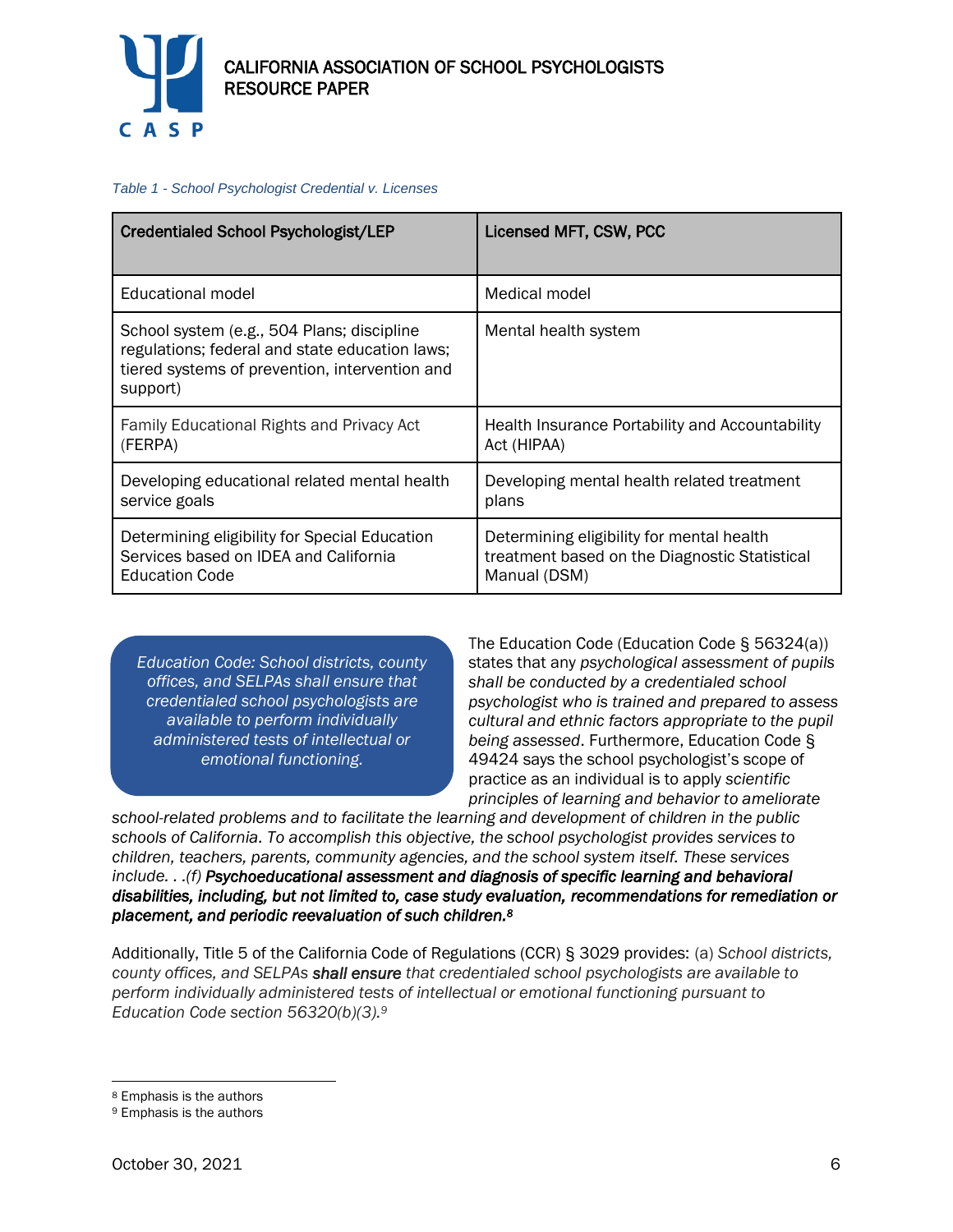*Table 1 - School Psychologist Credential v. Licenses*

| Credentialed School Psychologist/LEP | Licensed MFT, CSW, PCC |
|---|---|
| Educational model | Medical model |
| School system (e.g., 504 Plans; discipline regulations; federal and state education laws; tiered systems of prevention, intervention and support) | Mental health system |
| Family Educational Rights and Privacy Act (FERPA) | Health Insurance Portability and Accountability Act (HIPAA) |
| Developing educational related mental health service goals | Developing mental health related treatment plans |
| Determining eligibility for Special Education Services based on IDEA and California Education Code | Determining eligibility for mental health treatment based on the Diagnostic Statistical Manual (DSM) |

> *Education Code: School districts, county offices, and SELPAs shall ensure that credentialed school psychologists are available to perform individually administered tests of intellectual or emotional functioning.*

The Education Code (Education Code § 56324(a)) states that any *psychological assessment of pupils shall be conducted by a credentialed school psychologist who is trained and prepared to assess cultural and ethnic factors appropriate to the pupil being assessed*. Furthermore, Education Code § 49424 says the school psychologist's scope of practice as an individual is to apply *scientific principles of learning and behavior to ameliorate school-related problems and to facilitate the learning and development of children in the public schools of California. To accomplish this objective, the school psychologist provides services to children, teachers, parents, community agencies, and the school system itself. These services include. . .(f)* ***Psychoeducational assessment and diagnosis of specific learning and behavioral disabilities, including, but not limited to, case study evaluation, recommendations for remediation or placement, and periodic reevaluation of such children.***[8]

Additionally, Title 5 of the California Code of Regulations (CCR) § 3029 provides: (a) *School districts, county offices, and SELPAs* ***shall ensure*** *that credentialed school psychologists are available to perform individually administered tests of intellectual or emotional functioning pursuant to Education Code section 56320(b)(3).*[9]

---

[8] Emphasis is the authors

[9] Emphasis is the authors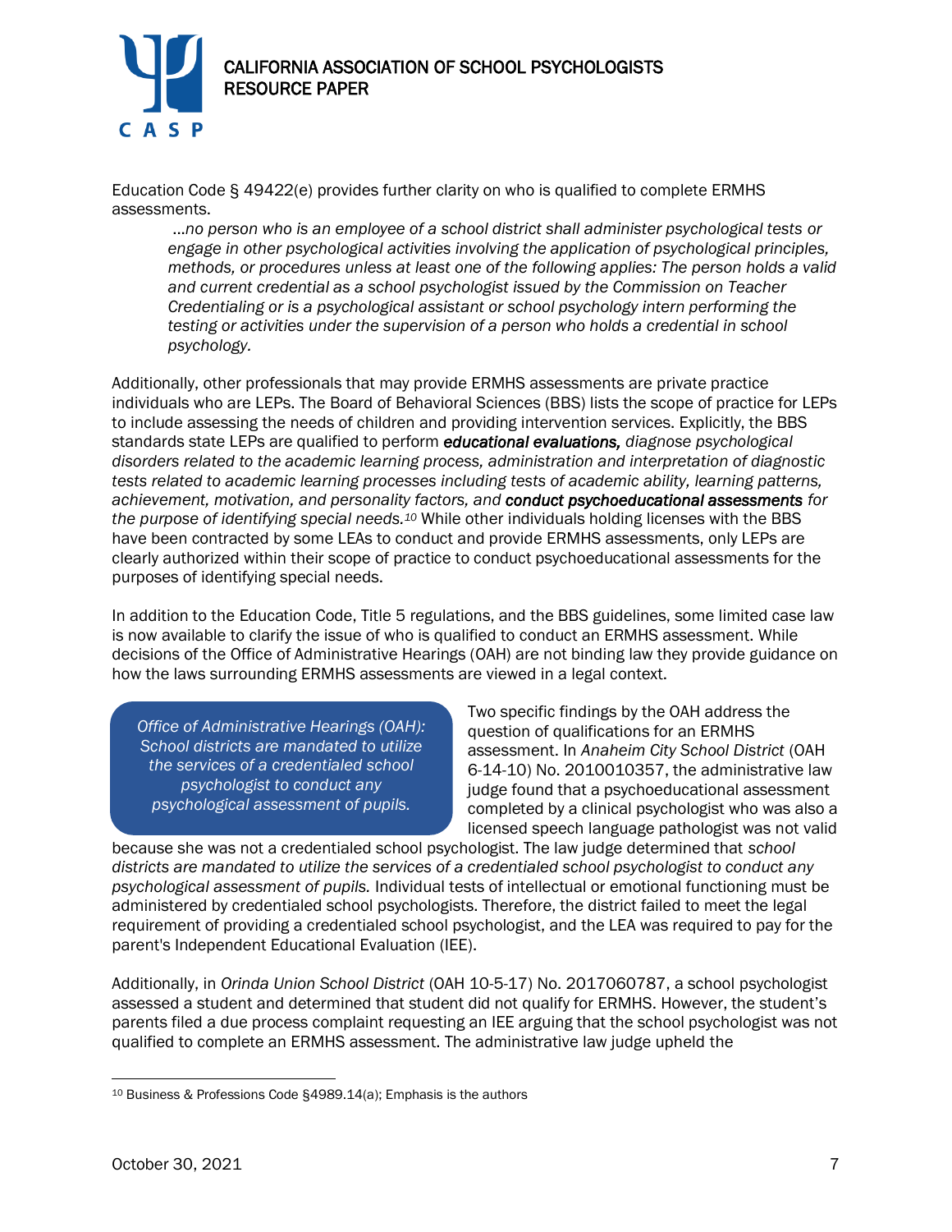Education Code § 49422(e) provides further clarity on who is qualified to complete ERMHS assessments.

> …*no person who is an employee of a school district shall administer psychological tests or engage in other psychological activities involving the application of psychological principles, methods, or procedures unless at least one of the following applies: The person holds a valid and current credential as a school psychologist issued by the Commission on Teacher Credentialing or is a psychological assistant or school psychology intern performing the testing or activities under the supervision of a person who holds a credential in school psychology.*

Additionally, other professionals that may provide ERMHS assessments are private practice individuals who are LEPs. The Board of Behavioral Sciences (BBS) lists the scope of practice for LEPs to include assessing the needs of children and providing intervention services. Explicitly, the BBS standards state LEPs are qualified to perform ***educational evaluations,*** *diagnose psychological disorders related to the academic learning process, administration and interpretation of diagnostic tests related to academic learning processes including tests of academic ability, learning patterns, achievement, motivation, and personality factors, and* ***conduct psychoeducational assessments*** *for the purpose of identifying special needs.*[10] While other individuals holding licenses with the BBS have been contracted by some LEAs to conduct and provide ERMHS assessments, only LEPs are clearly authorized within their scope of practice to conduct psychoeducational assessments for the purposes of identifying special needs.

In addition to the Education Code, Title 5 regulations, and the BBS guidelines, some limited case law is now available to clarify the issue of who is qualified to conduct an ERMHS assessment. While decisions of the Office of Administrative Hearings (OAH) are not binding law they provide guidance on how the laws surrounding ERMHS assessments are viewed in a legal context.

> *Office of Administrative Hearings (OAH): School districts are mandated to utilize the services of a credentialed school psychologist to conduct any psychological assessment of pupils.*

Two specific findings by the OAH address the question of qualifications for an ERMHS assessment. In *Anaheim City School District* (OAH 6-14-10) No. 2010010357, the administrative law judge found that a psychoeducational assessment completed by a clinical psychologist who was also a licensed speech language pathologist was not valid because she was not a credentialed school psychologist. The law judge determined that *school districts are mandated to utilize the services of a credentialed school psychologist to conduct any psychological assessment of pupils.* Individual tests of intellectual or emotional functioning must be administered by credentialed school psychologists. Therefore, the district failed to meet the legal requirement of providing a credentialed school psychologist, and the LEA was required to pay for the parent's Independent Educational Evaluation (IEE).

Additionally, in *Orinda Union School District* (OAH 10-5-17) No. 2017060787, a school psychologist assessed a student and determined that student did not qualify for ERMHS. However, the student's parents filed a due process complaint requesting an IEE arguing that the school psychologist was not qualified to complete an ERMHS assessment. The administrative law judge upheld the

---

[10] Business & Professions Code §4989.14(a); Emphasis is the authors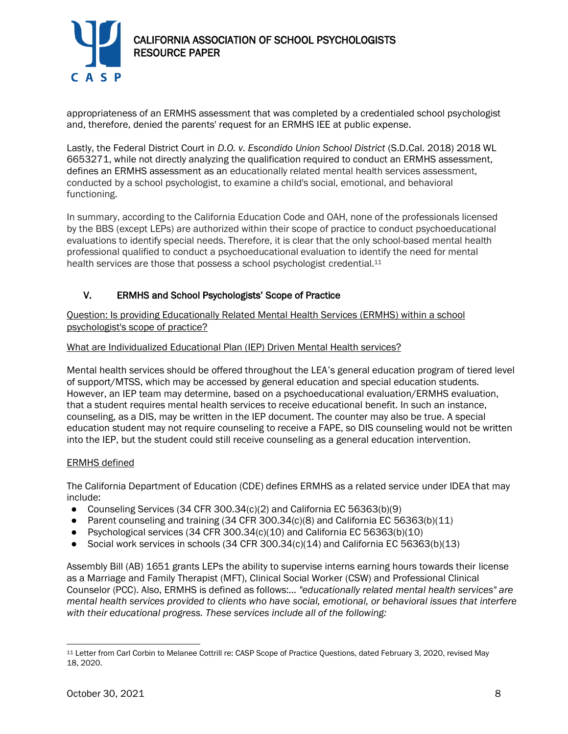appropriateness of an ERMHS assessment that was completed by a credentialed school psychologist and, therefore, denied the parents' request for an ERMHS IEE at public expense.

Lastly, the Federal District Court in *D.O. v. Escondido Union School District* (S.D.Cal. 2018) 2018 WL 6653271, while not directly analyzing the qualification required to conduct an ERMHS assessment, defines an ERMHS assessment as an educationally related mental health services assessment, conducted by a school psychologist, to examine a child's social, emotional, and behavioral functioning.

In summary, according to the California Education Code and OAH, none of the professionals licensed by the BBS (except LEPs) are authorized within their scope of practice to conduct psychoeducational evaluations to identify special needs. Therefore, it is clear that the only school-based mental health professional qualified to conduct a psychoeducational evaluation to identify the need for mental health services are those that possess a school psychologist credential.[11]

## V. ERMHS and School Psychologists' Scope of Practice

Question: Is providing Educationally Related Mental Health Services (ERMHS) within a school psychologist's scope of practice?

What are Individualized Educational Plan (IEP) Driven Mental Health services?

Mental health services should be offered throughout the LEA's general education program of tiered level of support/MTSS, which may be accessed by general education and special education students. However, an IEP team may determine, based on a psychoeducational evaluation/ERMHS evaluation, that a student requires mental health services to receive educational benefit. In such an instance, counseling, as a DIS, may be written in the IEP document. The counter may also be true. A special education student may not require counseling to receive a FAPE, so DIS counseling would not be written into the IEP, but the student could still receive counseling as a general education intervention.

ERMHS defined

The California Department of Education (CDE) defines ERMHS as a related service under IDEA that may include:

- Counseling Services (34 CFR 300.34(c)(2) and California EC 56363(b)(9)
- Parent counseling and training (34 CFR 300.34(c)(8) and California EC 56363(b)(11)
- Psychological services (34 CFR 300.34(c)(10) and California EC 56363(b)(10)
- Social work services in schools (34 CFR 300.34(c)(14) and California EC 56363(b)(13)

Assembly Bill (AB) 1651 grants LEPs the ability to supervise interns earning hours towards their license as a Marriage and Family Therapist (MFT), Clinical Social Worker (CSW) and Professional Clinical Counselor (PCC). Also, ERMHS is defined as follows:... *"educationally related mental health services" are mental health services provided to clients who have social, emotional, or behavioral issues that interfere with their educational progress. These services include all of the following:*

---

[11] Letter from Carl Corbin to Melanee Cottrill re: CASP Scope of Practice Questions, dated February 3, 2020, revised May 18, 2020.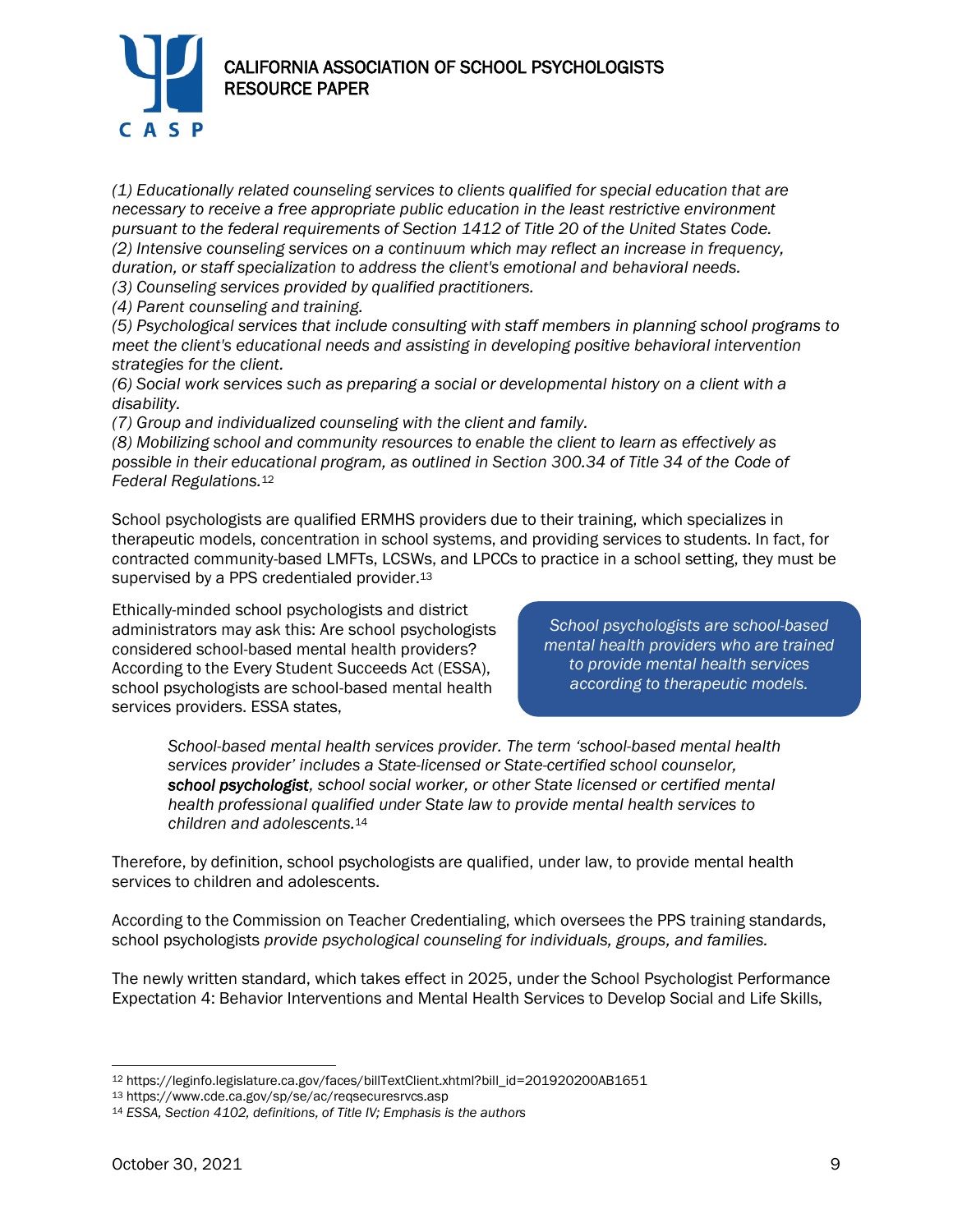*(1) Educationally related counseling services to clients qualified for special education that are necessary to receive a free appropriate public education in the least restrictive environment pursuant to the federal requirements of Section 1412 of Title 20 of the United States Code.*
*(2) Intensive counseling services on a continuum which may reflect an increase in frequency, duration, or staff specialization to address the client's emotional and behavioral needs.*
*(3) Counseling services provided by qualified practitioners.*
*(4) Parent counseling and training.*
*(5) Psychological services that include consulting with staff members in planning school programs to meet the client's educational needs and assisting in developing positive behavioral intervention strategies for the client.*
*(6) Social work services such as preparing a social or developmental history on a client with a disability.*
*(7) Group and individualized counseling with the client and family.*
*(8) Mobilizing school and community resources to enable the client to learn as effectively as possible in their educational program, as outlined in Section 300.34 of Title 34 of the Code of Federal Regulations.*[12]

School psychologists are qualified ERMHS providers due to their training, which specializes in therapeutic models, concentration in school systems, and providing services to students. In fact, for contracted community-based LMFTs, LCSWs, and LPCCs to practice in a school setting, they must be supervised by a PPS credentialed provider.[13]

Ethically-minded school psychologists and district administrators may ask this: Are school psychologists considered school-based mental health providers? According to the Every Student Succeeds Act (ESSA), school psychologists are school-based mental health services providers. ESSA states,

> *School psychologists are school-based mental health providers who are trained to provide mental health services according to therapeutic models.*

> *School-based mental health services provider. The term 'school-based mental health services provider' includes a State-licensed or State-certified school counselor, **school psychologist**, school social worker, or other State licensed or certified mental health professional qualified under State law to provide mental health services to children and adolescents.*[14]

Therefore, by definition, school psychologists are qualified, under law, to provide mental health services to children and adolescents.

According to the Commission on Teacher Credentialing, which oversees the PPS training standards, school psychologists *provide psychological counseling for individuals, groups, and families.*

The newly written standard, which takes effect in 2025, under the School Psychologist Performance Expectation 4: Behavior Interventions and Mental Health Services to Develop Social and Life Skills,

---

[12] https://leginfo.legislature.ca.gov/faces/billTextClient.xhtml?bill_id=201920200AB1651
[13] https://www.cde.ca.gov/sp/se/ac/reqsecuresrvcs.asp
[14] *ESSA, Section 4102, definitions, of Title IV; Emphasis is the authors*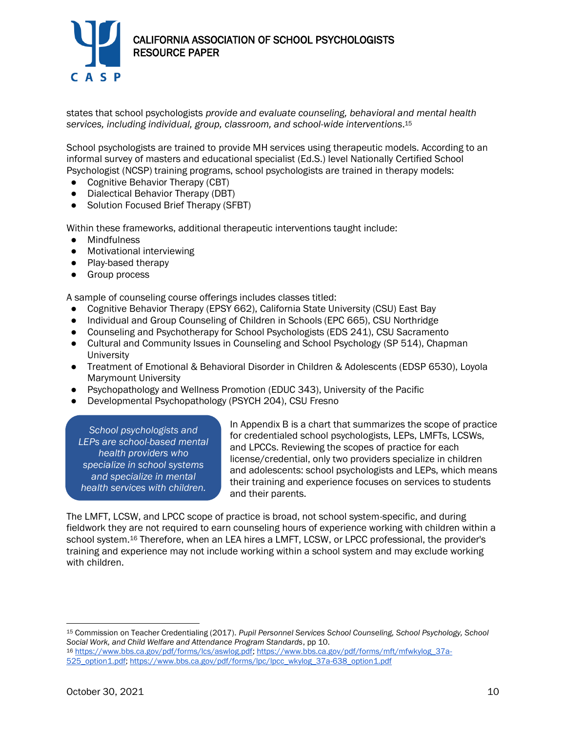states that school psychologists *provide and evaluate counseling, behavioral and mental health services, including individual, group, classroom, and school-wide interventions*.[15]

School psychologists are trained to provide MH services using therapeutic models. According to an informal survey of masters and educational specialist (Ed.S.) level Nationally Certified School Psychologist (NCSP) training programs, school psychologists are trained in therapy models:

- Cognitive Behavior Therapy (CBT)
- Dialectical Behavior Therapy (DBT)
- Solution Focused Brief Therapy (SFBT)

Within these frameworks, additional therapeutic interventions taught include:

- Mindfulness
- Motivational interviewing
- Play-based therapy
- Group process

A sample of counseling course offerings includes classes titled:

- Cognitive Behavior Therapy (EPSY 662), California State University (CSU) East Bay
- Individual and Group Counseling of Children in Schools (EPC 665), CSU Northridge
- Counseling and Psychotherapy for School Psychologists (EDS 241), CSU Sacramento
- Cultural and Community Issues in Counseling and School Psychology (SP 514), Chapman University
- Treatment of Emotional & Behavioral Disorder in Children & Adolescents (EDSP 6530), Loyola Marymount University
- Psychopathology and Wellness Promotion (EDUC 343), University of the Pacific
- Developmental Psychopathology (PSYCH 204), CSU Fresno

*School psychologists and LEPs are school-based mental health providers who specialize in school systems and specialize in mental health services with children.*

In Appendix B is a chart that summarizes the scope of practice for credentialed school psychologists, LEPs, LMFTs, LCSWs, and LPCCs. Reviewing the scopes of practice for each license/credential, only two providers specialize in children and adolescents: school psychologists and LEPs, which means their training and experience focuses on services to students and their parents.

The LMFT, LCSW, and LPCC scope of practice is broad, not school system-specific, and during fieldwork they are not required to earn counseling hours of experience working with children within a school system.[16] Therefore, when an LEA hires a LMFT, LCSW, or LPCC professional, the provider's training and experience may not include working within a school system and may exclude working with children.

---

[15] Commission on Teacher Credentialing (2017). *Pupil Personnel Services School Counseling, School Psychology, School Social Work, and Child Welfare and Attendance Program Standards*, pp 10.

[16] https://www.bbs.ca.gov/pdf/forms/lcs/aswlog.pdf; https://www.bbs.ca.gov/pdf/forms/mft/mfwkylog_37a-525_option1.pdf; https://www.bbs.ca.gov/pdf/forms/lpc/lpcc_wkylog_37a-638_option1.pdf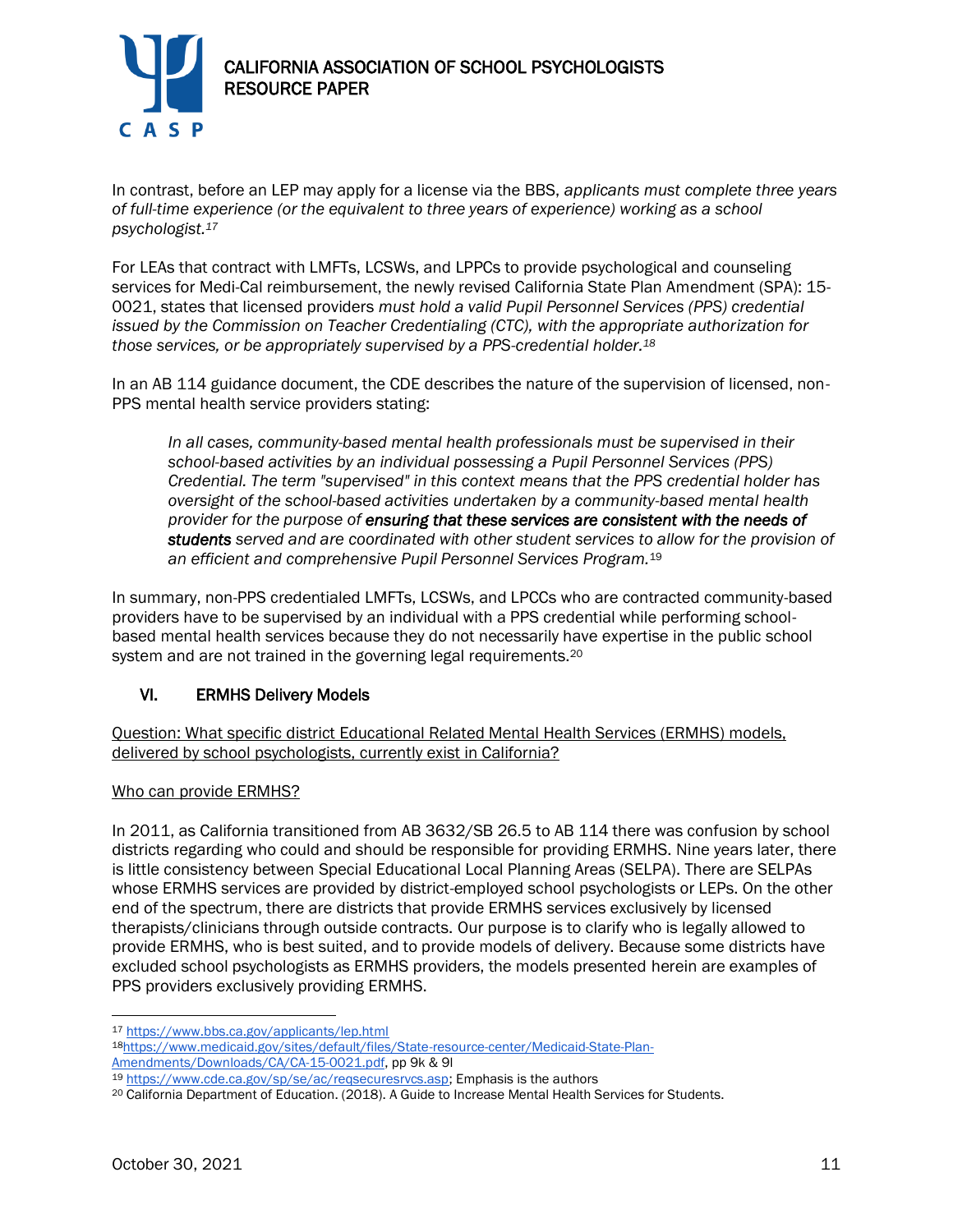In contrast, before an LEP may apply for a license via the BBS, *applicants must complete three years of full-time experience (or the equivalent to three years of experience) working as a school psychologist.*[17]

For LEAs that contract with LMFTs, LCSWs, and LPPCs to provide psychological and counseling services for Medi-Cal reimbursement, the newly revised California State Plan Amendment (SPA): 15-0021, states that licensed providers *must hold a valid Pupil Personnel Services (PPS) credential issued by the Commission on Teacher Credentialing (CTC), with the appropriate authorization for those services, or be appropriately supervised by a PPS-credential holder.*[18]

In an AB 114 guidance document, the CDE describes the nature of the supervision of licensed, non-PPS mental health service providers stating:

> *In all cases, community-based mental health professionals must be supervised in their school-based activities by an individual possessing a Pupil Personnel Services (PPS) Credential. The term "supervised" in this context means that the PPS credential holder has oversight of the school-based activities undertaken by a community-based mental health provider for the purpose of* ***ensuring that these services are consistent with the needs of students*** *served and are coordinated with other student services to allow for the provision of an efficient and comprehensive Pupil Personnel Services Program.*[19]

In summary, non-PPS credentialed LMFTs, LCSWs, and LPCCs who are contracted community-based providers have to be supervised by an individual with a PPS credential while performing school-based mental health services because they do not necessarily have expertise in the public school system and are not trained in the governing legal requirements.[20]

## VI. ERMHS Delivery Models

<u>Question: What specific district Educational Related Mental Health Services (ERMHS) models, delivered by school psychologists, currently exist in California?</u>

<u>Who can provide ERMHS?</u>

In 2011, as California transitioned from AB 3632/SB 26.5 to AB 114 there was confusion by school districts regarding who could and should be responsible for providing ERMHS. Nine years later, there is little consistency between Special Educational Local Planning Areas (SELPA). There are SELPAs whose ERMHS services are provided by district-employed school psychologists or LEPs. On the other end of the spectrum, there are districts that provide ERMHS services exclusively by licensed therapists/clinicians through outside contracts. Our purpose is to clarify who is legally allowed to provide ERMHS, who is best suited, and to provide models of delivery. Because some districts have excluded school psychologists as ERMHS providers, the models presented herein are examples of PPS providers exclusively providing ERMHS.

---

[17] https://www.bbs.ca.gov/applicants/lep.html

[18] https://www.medicaid.gov/sites/default/files/State-resource-center/Medicaid-State-Plan-Amendments/Downloads/CA/CA-15-0021.pdf, pp 9k & 9l

[19] https://www.cde.ca.gov/sp/se/ac/reqsecuresrvcs.asp; Emphasis is the authors

[20] California Department of Education. (2018). A Guide to Increase Mental Health Services for Students.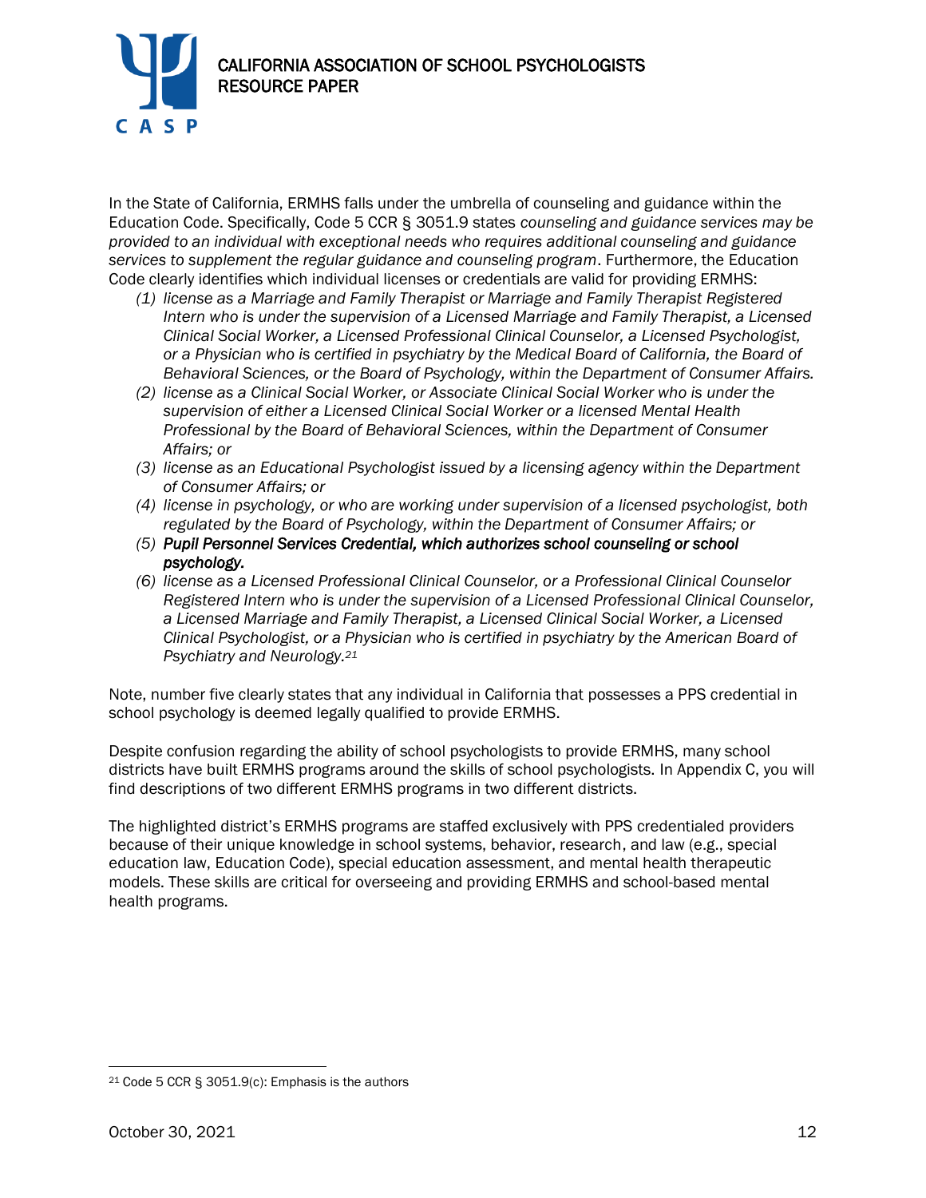In the State of California, ERMHS falls under the umbrella of counseling and guidance within the Education Code. Specifically, Code 5 CCR § 3051.9 states *counseling and guidance services may be provided to an individual with exceptional needs who requires additional counseling and guidance services to supplement the regular guidance and counseling program*. Furthermore, the Education Code clearly identifies which individual licenses or credentials are valid for providing ERMHS:

*(1) license as a Marriage and Family Therapist or Marriage and Family Therapist Registered Intern who is under the supervision of a Licensed Marriage and Family Therapist, a Licensed Clinical Social Worker, a Licensed Professional Clinical Counselor, a Licensed Psychologist, or a Physician who is certified in psychiatry by the Medical Board of California, the Board of Behavioral Sciences, or the Board of Psychology, within the Department of Consumer Affairs.*

*(2) license as a Clinical Social Worker, or Associate Clinical Social Worker who is under the supervision of either a Licensed Clinical Social Worker or a licensed Mental Health Professional by the Board of Behavioral Sciences, within the Department of Consumer Affairs; or*

*(3) license as an Educational Psychologist issued by a licensing agency within the Department of Consumer Affairs; or*

*(4) license in psychology, or who are working under supervision of a licensed psychologist, both regulated by the Board of Psychology, within the Department of Consumer Affairs; or*

***(5) Pupil Personnel Services Credential, which authorizes school counseling or school psychology.***

*(6) license as a Licensed Professional Clinical Counselor, or a Professional Clinical Counselor Registered Intern who is under the supervision of a Licensed Professional Clinical Counselor, a Licensed Marriage and Family Therapist, a Licensed Clinical Social Worker, a Licensed Clinical Psychologist, or a Physician who is certified in psychiatry by the American Board of Psychiatry and Neurology.*[21]

Note, number five clearly states that any individual in California that possesses a PPS credential in school psychology is deemed legally qualified to provide ERMHS.

Despite confusion regarding the ability of school psychologists to provide ERMHS, many school districts have built ERMHS programs around the skills of school psychologists. In Appendix C, you will find descriptions of two different ERMHS programs in two different districts.

The highlighted district's ERMHS programs are staffed exclusively with PPS credentialed providers because of their unique knowledge in school systems, behavior, research, and law (e.g., special education law, Education Code), special education assessment, and mental health therapeutic models. These skills are critical for overseeing and providing ERMHS and school-based mental health programs.

[21] Code 5 CCR § 3051.9(c): Emphasis is the authors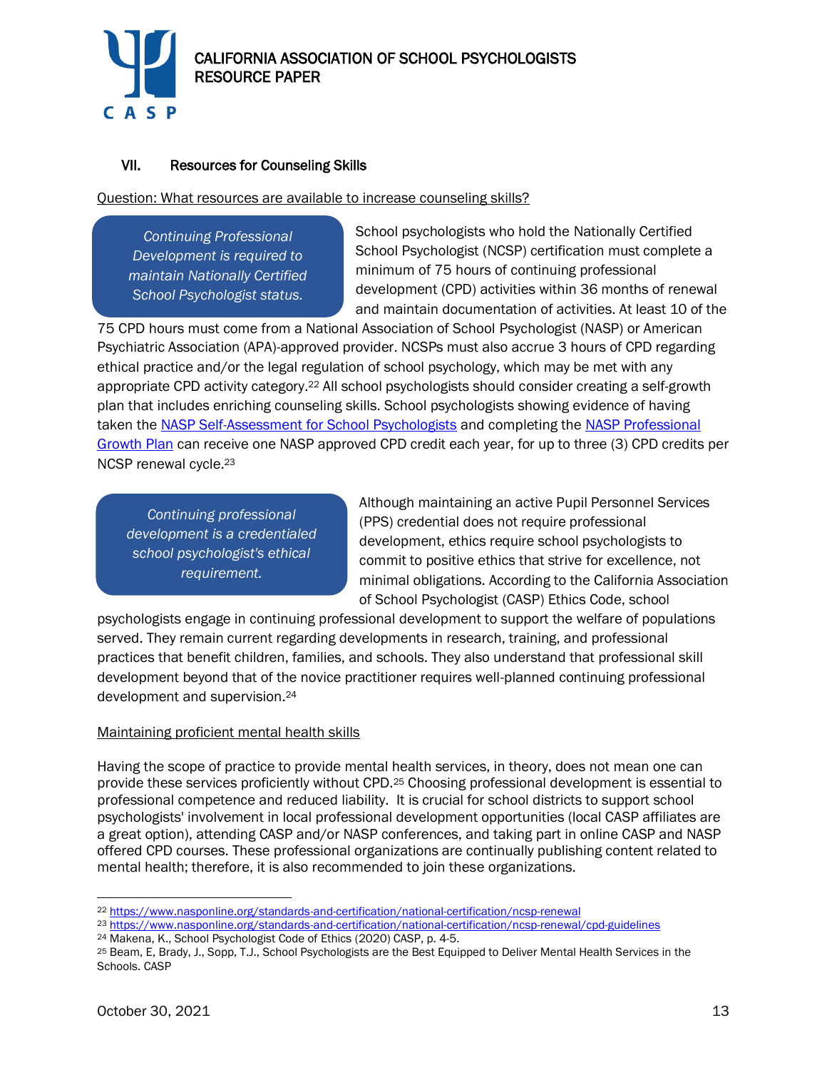### VII. Resources for Counseling Skills

Question: What resources are available to increase counseling skills?

*Continuing Professional Development is required to maintain Nationally Certified School Psychologist status.*

School psychologists who hold the Nationally Certified School Psychologist (NCSP) certification must complete a minimum of 75 hours of continuing professional development (CPD) activities within 36 months of renewal and maintain documentation of activities. At least 10 of the 75 CPD hours must come from a National Association of School Psychologist (NASP) or American Psychiatric Association (APA)-approved provider. NCSPs must also accrue 3 hours of CPD regarding ethical practice and/or the legal regulation of school psychology, which may be met with any appropriate CPD activity category.[22] All school psychologists should consider creating a self-growth plan that includes enriching counseling skills. School psychologists showing evidence of having taken the NASP Self-Assessment for School Psychologists and completing the NASP Professional Growth Plan can receive one NASP approved CPD credit each year, for up to three (3) CPD credits per NCSP renewal cycle.[23]

*Continuing professional development is a credentialed school psychologist's ethical requirement.*

Although maintaining an active Pupil Personnel Services (PPS) credential does not require professional development, ethics require school psychologists to commit to positive ethics that strive for excellence, not minimal obligations. According to the California Association of School Psychologist (CASP) Ethics Code, school psychologists engage in continuing professional development to support the welfare of populations served. They remain current regarding developments in research, training, and professional practices that benefit children, families, and schools. They also understand that professional skill development beyond that of the novice practitioner requires well-planned continuing professional development and supervision.[24]

Maintaining proficient mental health skills

Having the scope of practice to provide mental health services, in theory, does not mean one can provide these services proficiently without CPD.[25] Choosing professional development is essential to professional competence and reduced liability. It is crucial for school districts to support school psychologists' involvement in local professional development opportunities (local CASP affiliates are a great option), attending CASP and/or NASP conferences, and taking part in online CASP and NASP offered CPD courses. These professional organizations are continually publishing content related to mental health; therefore, it is also recommended to join these organizations.

---

[22] https://www.nasponline.org/standards-and-certification/national-certification/ncsp-renewal

[23] https://www.nasponline.org/standards-and-certification/national-certification/ncsp-renewal/cpd-guidelines

[24] Makena, K., School Psychologist Code of Ethics (2020) CASP, p. 4-5.

[25] Beam, E, Brady, J., Sopp, T.J., School Psychologists are the Best Equipped to Deliver Mental Health Services in the Schools. CASP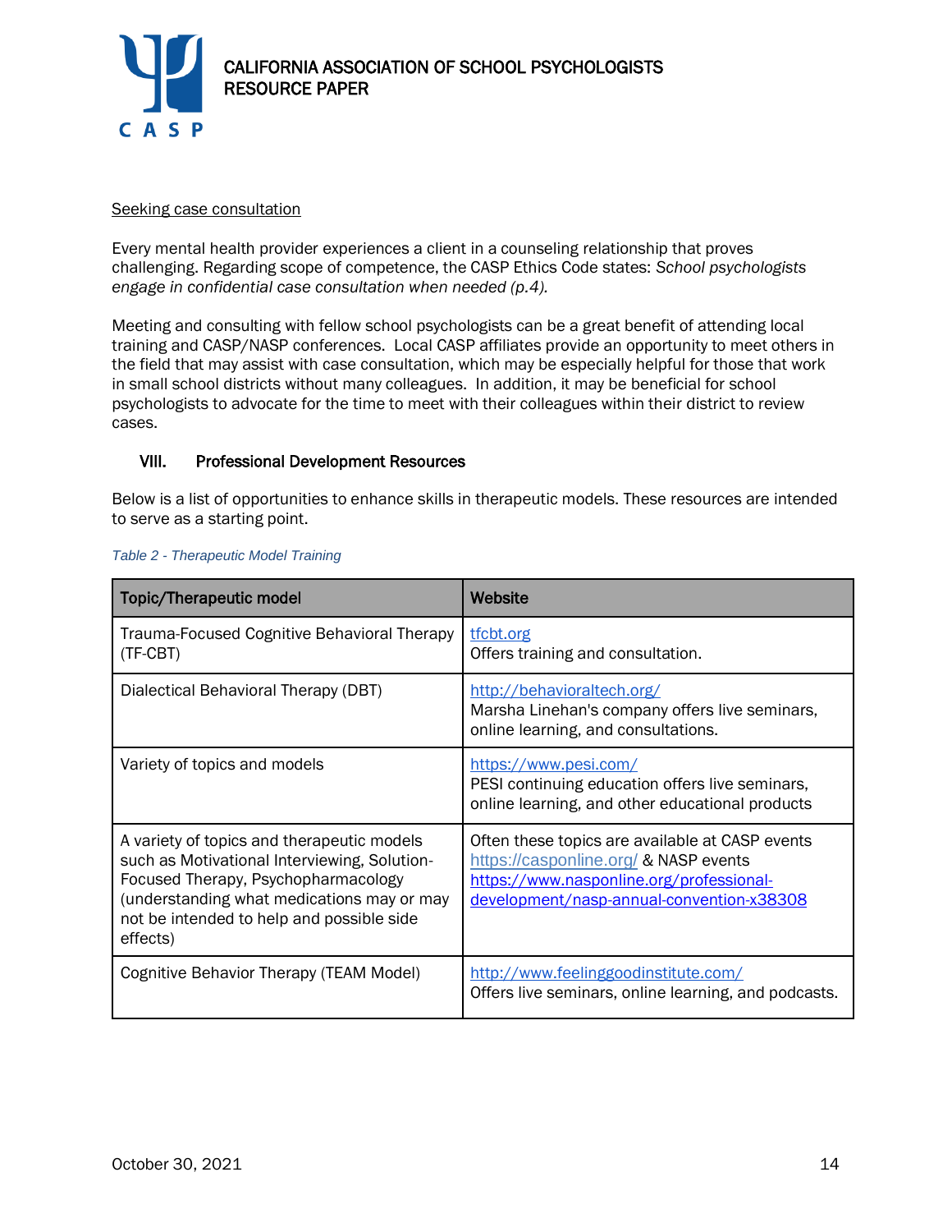Seeking case consultation

Every mental health provider experiences a client in a counseling relationship that proves challenging. Regarding scope of competence, the CASP Ethics Code states: *School psychologists engage in confidential case consultation when needed (p.4).*

Meeting and consulting with fellow school psychologists can be a great benefit of attending local training and CASP/NASP conferences. Local CASP affiliates provide an opportunity to meet others in the field that may assist with case consultation, which may be especially helpful for those that work in small school districts without many colleagues. In addition, it may be beneficial for school psychologists to advocate for the time to meet with their colleagues within their district to review cases.

## VIII. Professional Development Resources

Below is a list of opportunities to enhance skills in therapeutic models. These resources are intended to serve as a starting point.

*Table 2 - Therapeutic Model Training*

| Topic/Therapeutic model | Website |
|---|---|
| Trauma-Focused Cognitive Behavioral Therapy (TF-CBT) | tfcbt.org<br>Offers training and consultation. |
| Dialectical Behavioral Therapy (DBT) | http://behavioraltech.org/<br>Marsha Linehan's company offers live seminars, online learning, and consultations. |
| Variety of topics and models | https://www.pesi.com/<br>PESI continuing education offers live seminars, online learning, and other educational products |
| A variety of topics and therapeutic models such as Motivational Interviewing, Solution-Focused Therapy, Psychopharmacology (understanding what medications may or may not be intended to help and possible side effects) | Often these topics are available at CASP events https://casponline.org/ & NASP events https://www.nasponline.org/professional-development/nasp-annual-convention-x38308 |
| Cognitive Behavior Therapy (TEAM Model) | http://www.feelinggoodinstitute.com/<br>Offers live seminars, online learning, and podcasts. |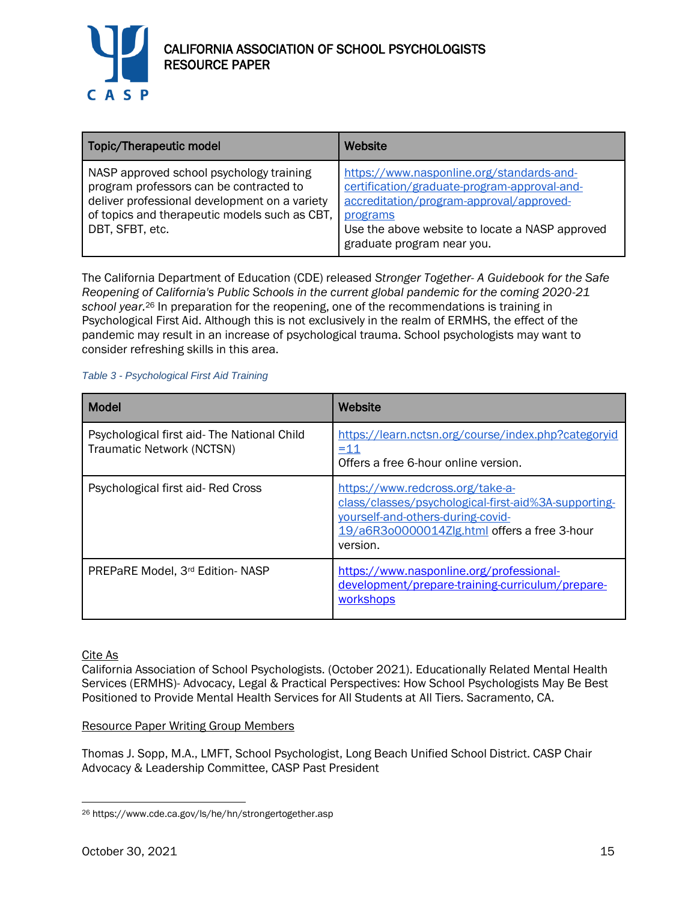| Topic/Therapeutic model | Website |
|---|---|
| NASP approved school psychology training program professors can be contracted to deliver professional development on a variety of topics and therapeutic models such as CBT, DBT, SFBT, etc. | https://www.nasponline.org/standards-and-certification/graduate-program-approval-and-accreditation/program-approval/approved-programs Use the above website to locate a NASP approved graduate program near you. |

The California Department of Education (CDE) released *Stronger Together- A Guidebook for the Safe Reopening of California's Public Schools in the current global pandemic for the coming 2020-21 school year.*[26] In preparation for the reopening, one of the recommendations is training in Psychological First Aid. Although this is not exclusively in the realm of ERMHS, the effect of the pandemic may result in an increase of psychological trauma. School psychologists may want to consider refreshing skills in this area.

*Table 3 - Psychological First Aid Training*

| Model | Website |
|---|---|
| Psychological first aid- The National Child Traumatic Network (NCTSN) | https://learn.nctsn.org/course/index.php?categoryid=11 Offers a free 6-hour online version. |
| Psychological first aid- Red Cross | https://www.redcross.org/take-a-class/classes/psychological-first-aid%3A-supporting-yourself-and-others-during-covid-19/a6R3o0000014Zlg.html offers a free 3-hour version. |
| PREPaRE Model, 3rd Edition- NASP | https://www.nasponline.org/professional-development/prepare-training-curriculum/prepare-workshops |

Cite As

California Association of School Psychologists. (October 2021). Educationally Related Mental Health Services (ERMHS)- Advocacy, Legal & Practical Perspectives: How School Psychologists May Be Best Positioned to Provide Mental Health Services for All Students at All Tiers. Sacramento, CA.

Resource Paper Writing Group Members

Thomas J. Sopp, M.A., LMFT, School Psychologist, Long Beach Unified School District. CASP Chair Advocacy & Leadership Committee, CASP Past President

[26] https://www.cde.ca.gov/ls/he/hn/strongertogether.asp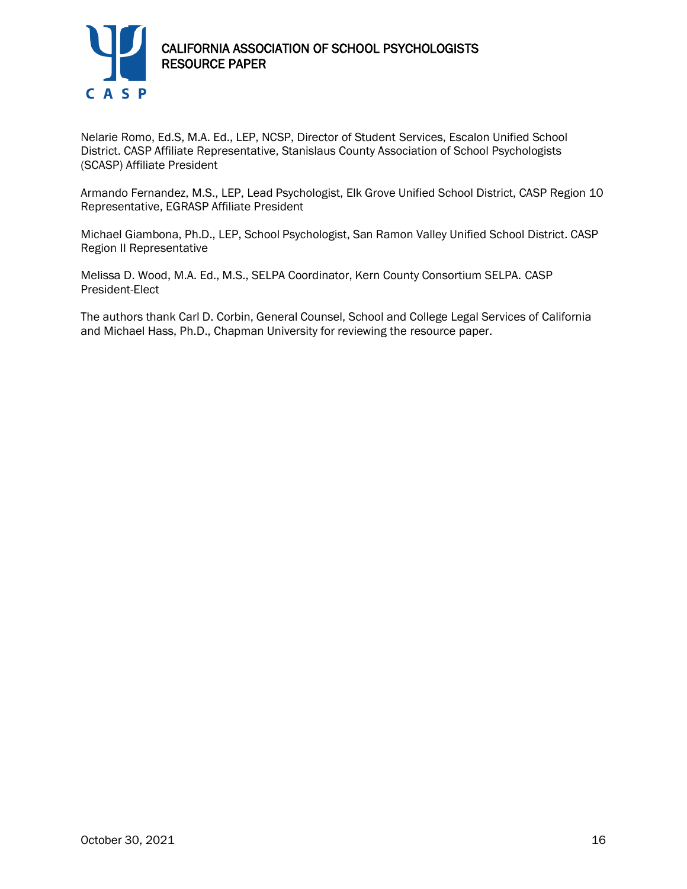Nelarie Romo, Ed.S, M.A. Ed., LEP, NCSP, Director of Student Services, Escalon Unified School District. CASP Affiliate Representative, Stanislaus County Association of School Psychologists (SCASP) Affiliate President

Armando Fernandez, M.S., LEP, Lead Psychologist, Elk Grove Unified School District, CASP Region 10 Representative, EGRASP Affiliate President

Michael Giambona, Ph.D., LEP, School Psychologist, San Ramon Valley Unified School District. CASP Region II Representative

Melissa D. Wood, M.A. Ed., M.S., SELPA Coordinator, Kern County Consortium SELPA. CASP President-Elect

The authors thank Carl D. Corbin, General Counsel, School and College Legal Services of California and Michael Hass, Ph.D., Chapman University for reviewing the resource paper.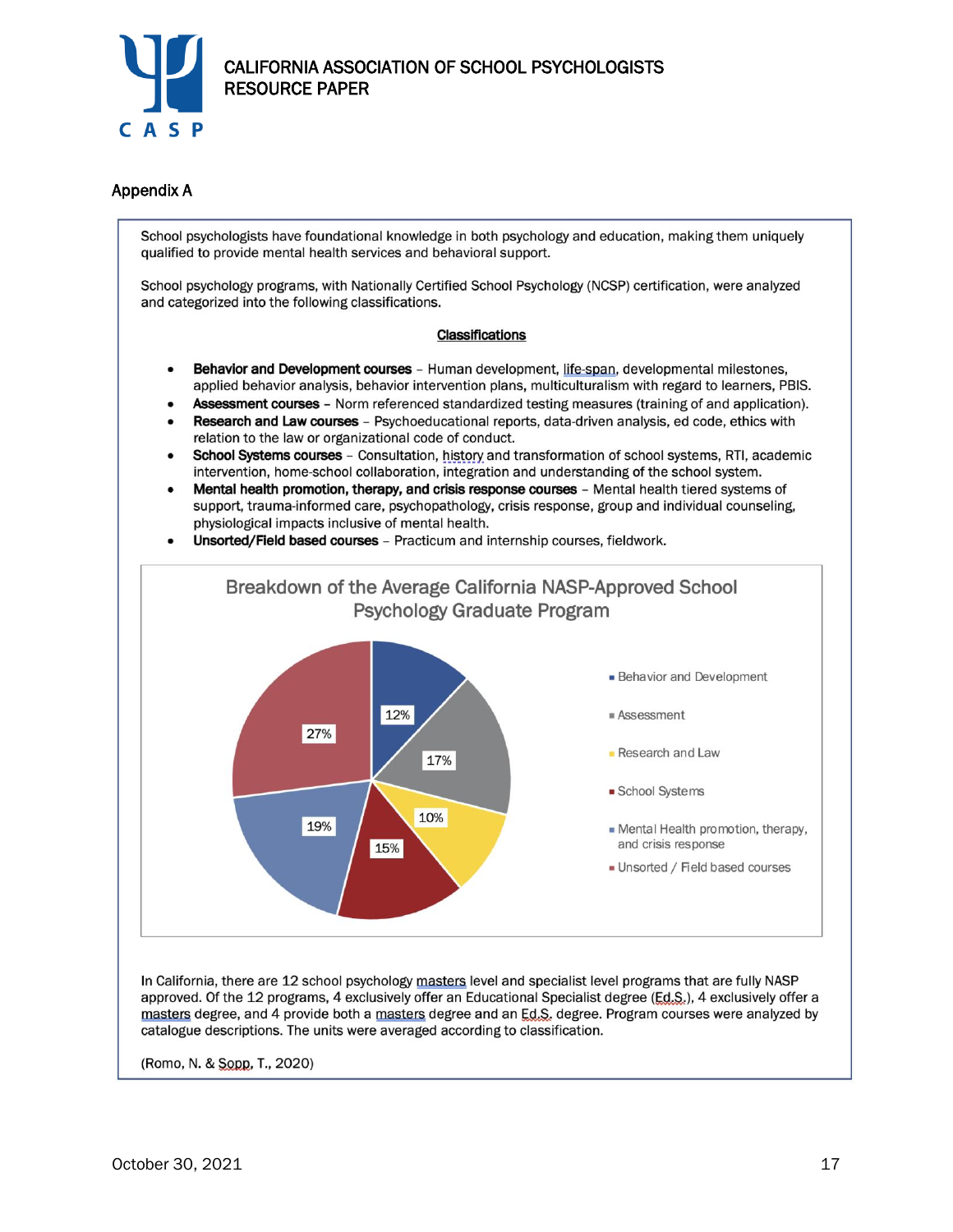## Appendix A

School psychologists have foundational knowledge in both psychology and education, making them uniquely qualified to provide mental health services and behavioral support.

School psychology programs, with Nationally Certified School Psychology (NCSP) certification, were analyzed and categorized into the following classifications.

### Classifications

- **Behavior and Development courses** – Human development, life-span, developmental milestones, applied behavior analysis, behavior intervention plans, multiculturalism with regard to learners, PBIS.
- **Assessment courses** – Norm referenced standardized testing measures (training of and application).
- **Research and Law courses** – Psychoeducational reports, data-driven analysis, ed code, ethics with relation to the law or organizational code of conduct.
- **School Systems courses** – Consultation, history and transformation of school systems, RTI, academic intervention, home-school collaboration, integration and understanding of the school system.
- **Mental health promotion, therapy, and crisis response courses** – Mental health tiered systems of support, trauma-informed care, psychopathology, crisis response, group and individual counseling, physiological impacts inclusive of mental health.
- **Unsorted/Field based courses** – Practicum and internship courses, fieldwork.

**Breakdown of the Average California NASP-Approved School Psychology Graduate Program**

| Classification | Percentage |
|---|---|
| Behavior and Development | 12% |
| Assessment | 17% |
| Research and Law | 10% |
| School Systems | 15% |
| Mental Health promotion, therapy, and crisis response | 19% |
| Unsorted / Field based courses | 27% |

In California, there are 12 school psychology masters level and specialist level programs that are fully NASP approved. Of the 12 programs, 4 exclusively offer an Educational Specialist degree (Ed.S.), 4 exclusively offer a masters degree, and 4 provide both a masters degree and an Ed.S. degree. Program courses were analyzed by catalogue descriptions. The units were averaged according to classification.

(Romo, N. & Sopp, T., 2020)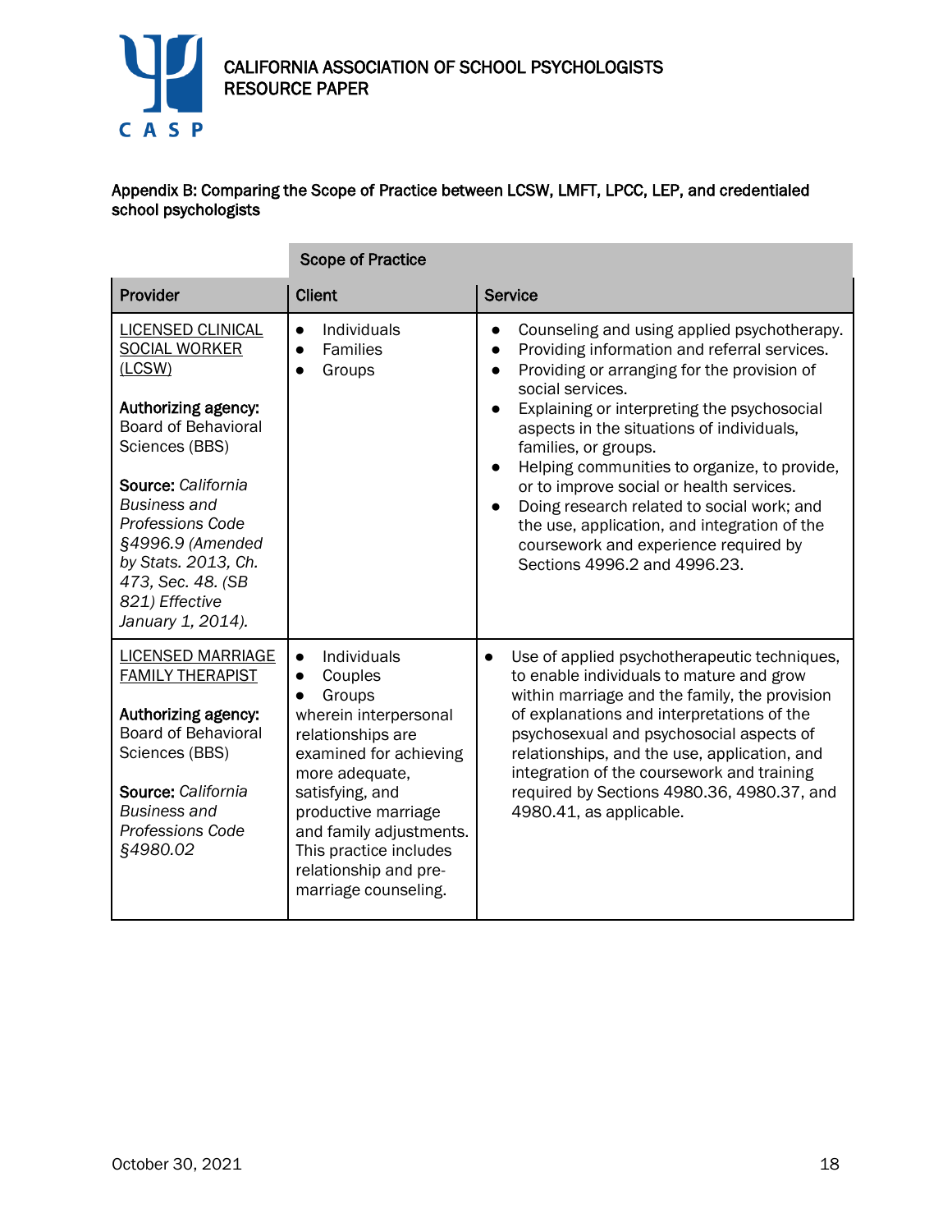### Appendix B: Comparing the Scope of Practice between LCSW, LMFT, LPCC, LEP, and credentialed school psychologists

| | Scope of Practice | |
|---|---|---|
| **Provider** | **Client** | **Service** |
| LICENSED CLINICAL SOCIAL WORKER (LCSW)<br><br>**Authorizing agency:** Board of Behavioral Sciences (BBS)<br><br>**Source:** *California Business and Professions Code §4996.9 (Amended by Stats. 2013, Ch. 473, Sec. 48. (SB 821) Effective January 1, 2014).* | • Individuals<br>• Families<br>• Groups | • Counseling and using applied psychotherapy.<br>• Providing information and referral services.<br>• Providing or arranging for the provision of social services.<br>• Explaining or interpreting the psychosocial aspects in the situations of individuals, families, or groups.<br>• Helping communities to organize, to provide, or to improve social or health services.<br>• Doing research related to social work; and the use, application, and integration of the coursework and experience required by Sections 4996.2 and 4996.23. |
| LICENSED MARRIAGE FAMILY THERAPIST<br><br>**Authorizing agency:** Board of Behavioral Sciences (BBS)<br><br>**Source:** *California Business and Professions Code §4980.02* | • Individuals<br>• Couples<br>• Groups<br>wherein interpersonal relationships are examined for achieving more adequate, satisfying, and productive marriage and family adjustments. This practice includes relationship and pre-marriage counseling. | • Use of applied psychotherapeutic techniques, to enable individuals to mature and grow within marriage and the family, the provision of explanations and interpretations of the psychosexual and psychosocial aspects of relationships, and the use, application, and integration of the coursework and training required by Sections 4980.36, 4980.37, and 4980.41, as applicable. |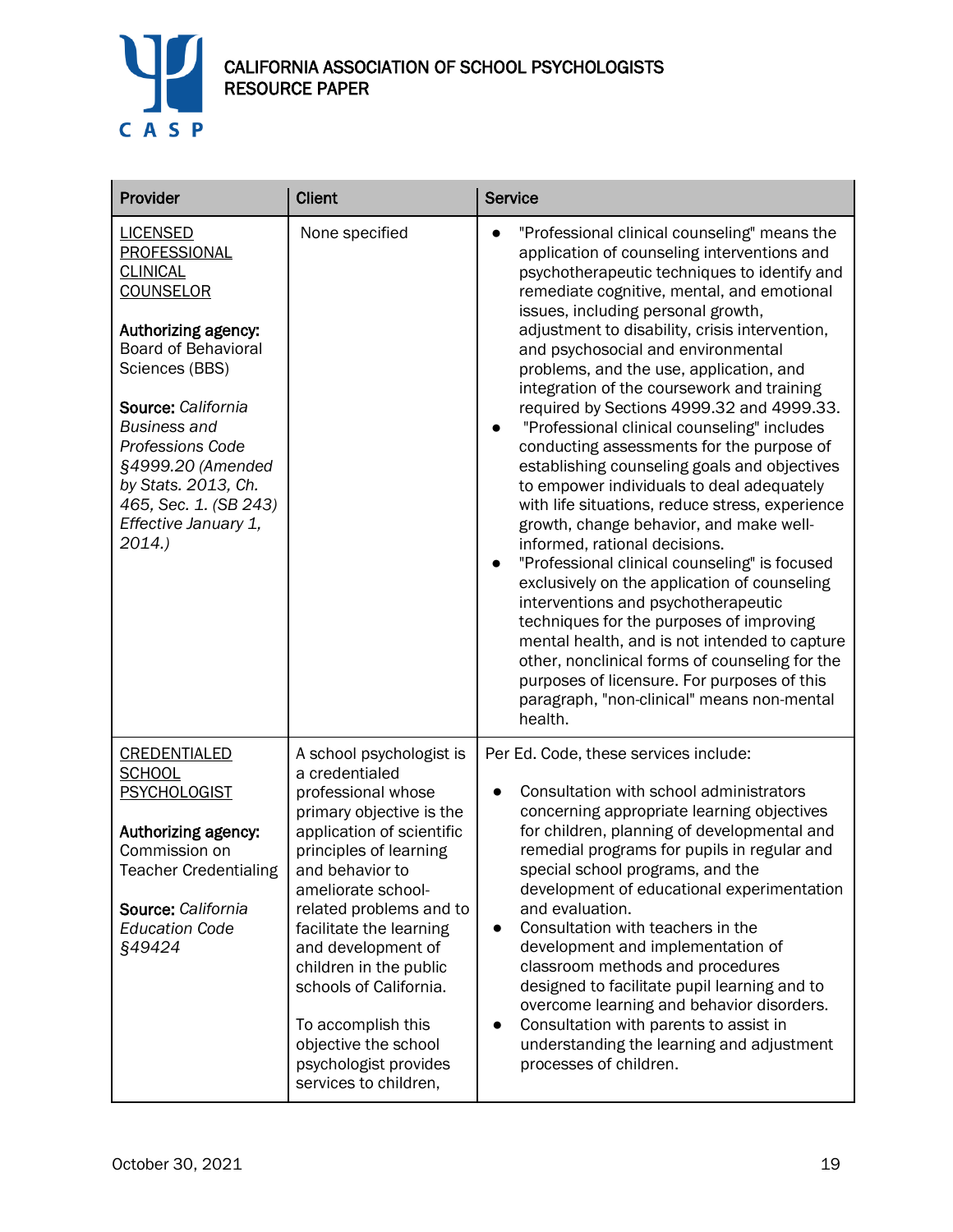| Provider | Client | Service |
|---|---|---|
| LICENSED PROFESSIONAL CLINICAL COUNSELOR<br><br>**Authorizing agency:** Board of Behavioral Sciences (BBS)<br><br>**Source:** *California Business and Professions Code §4999.20 (Amended by Stats. 2013, Ch. 465, Sec. 1. (SB 243) Effective January 1, 2014.)* | None specified | ● "Professional clinical counseling" means the application of counseling interventions and psychotherapeutic techniques to identify and remediate cognitive, mental, and emotional issues, including personal growth, adjustment to disability, crisis intervention, and psychosocial and environmental problems, and the use, application, and integration of the coursework and training required by Sections 4999.32 and 4999.33.<br>● "Professional clinical counseling" includes conducting assessments for the purpose of establishing counseling goals and objectives to empower individuals to deal adequately with life situations, reduce stress, experience growth, change behavior, and make well-informed, rational decisions.<br>● "Professional clinical counseling" is focused exclusively on the application of counseling interventions and psychotherapeutic techniques for the purposes of improving mental health, and is not intended to capture other, nonclinical forms of counseling for the purposes of licensure. For purposes of this paragraph, "non-clinical" means non-mental health. |
| CREDENTIALED SCHOOL PSYCHOLOGIST<br><br>**Authorizing agency:** Commission on Teacher Credentialing<br><br>**Source:** *California Education Code §49424* | A school psychologist is a credentialed professional whose primary objective is the application of scientific principles of learning and behavior to ameliorate school-related problems and to facilitate the learning and development of children in the public schools of California.<br><br>To accomplish this objective the school psychologist provides services to children, | Per Ed. Code, these services include:<br><br>● Consultation with school administrators concerning appropriate learning objectives for children, planning of developmental and remedial programs for pupils in regular and special school programs, and the development of educational experimentation and evaluation.<br>● Consultation with teachers in the development and implementation of classroom methods and procedures designed to facilitate pupil learning and to overcome learning and behavior disorders.<br>● Consultation with parents to assist in understanding the learning and adjustment processes of children. |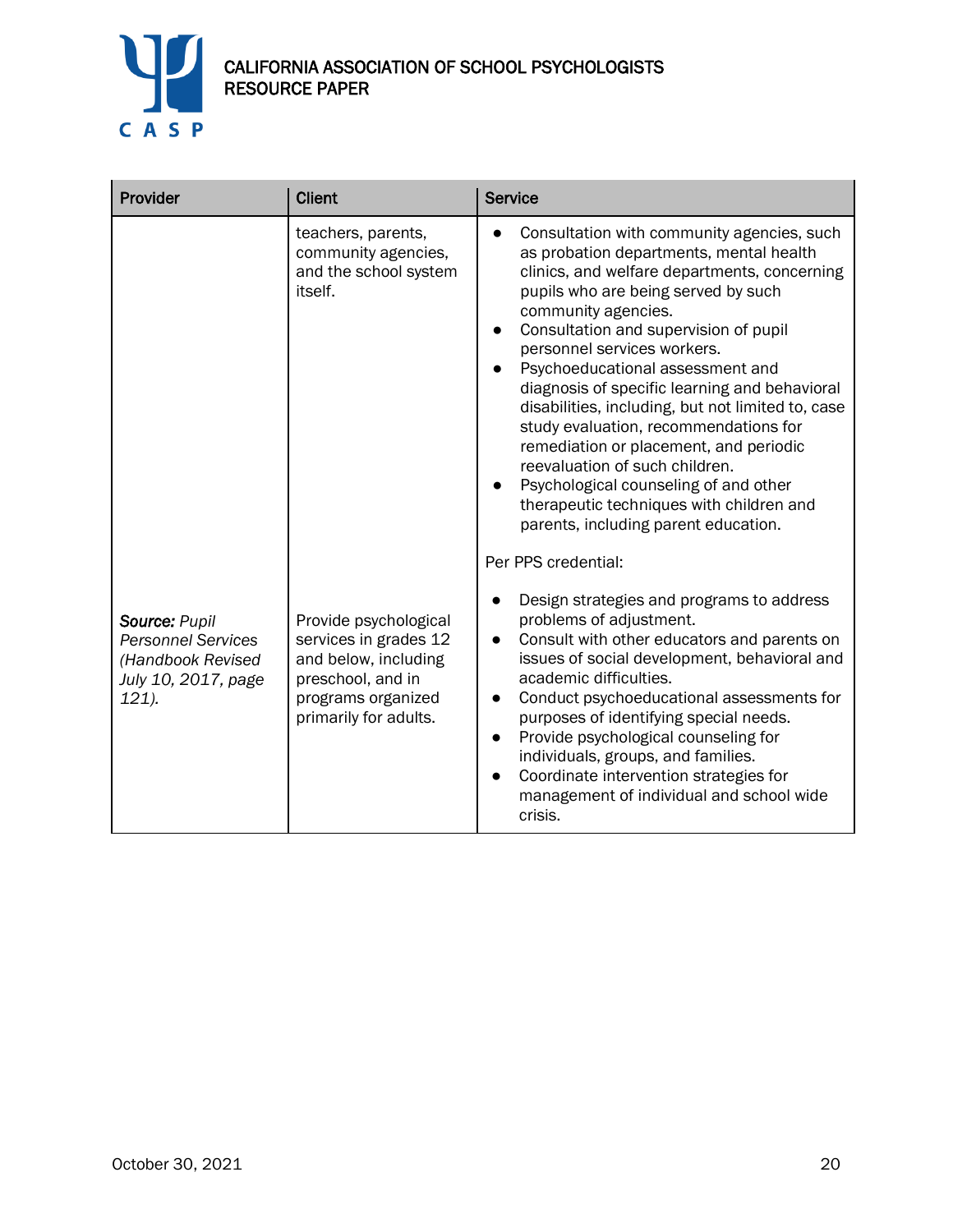| Provider | Client | Service |
|---|---|---|
| | teachers, parents, community agencies, and the school system itself. | • Consultation with community agencies, such as probation departments, mental health clinics, and welfare departments, concerning pupils who are being served by such community agencies.<br>• Consultation and supervision of pupil personnel services workers.<br>• Psychoeducational assessment and diagnosis of specific learning and behavioral disabilities, including, but not limited to, case study evaluation, recommendations for remediation or placement, and periodic reevaluation of such children.<br>• Psychological counseling of and other therapeutic techniques with children and parents, including parent education. |
| ***Source:*** *Pupil Personnel Services (Handbook Revised July 10, 2017, page 121).* | Provide psychological services in grades 12 and below, including preschool, and in programs organized primarily for adults. | Per PPS credential:<br>• Design strategies and programs to address problems of adjustment.<br>• Consult with other educators and parents on issues of social development, behavioral and academic difficulties.<br>• Conduct psychoeducational assessments for purposes of identifying special needs.<br>• Provide psychological counseling for individuals, groups, and families.<br>• Coordinate intervention strategies for management of individual and school wide crisis. |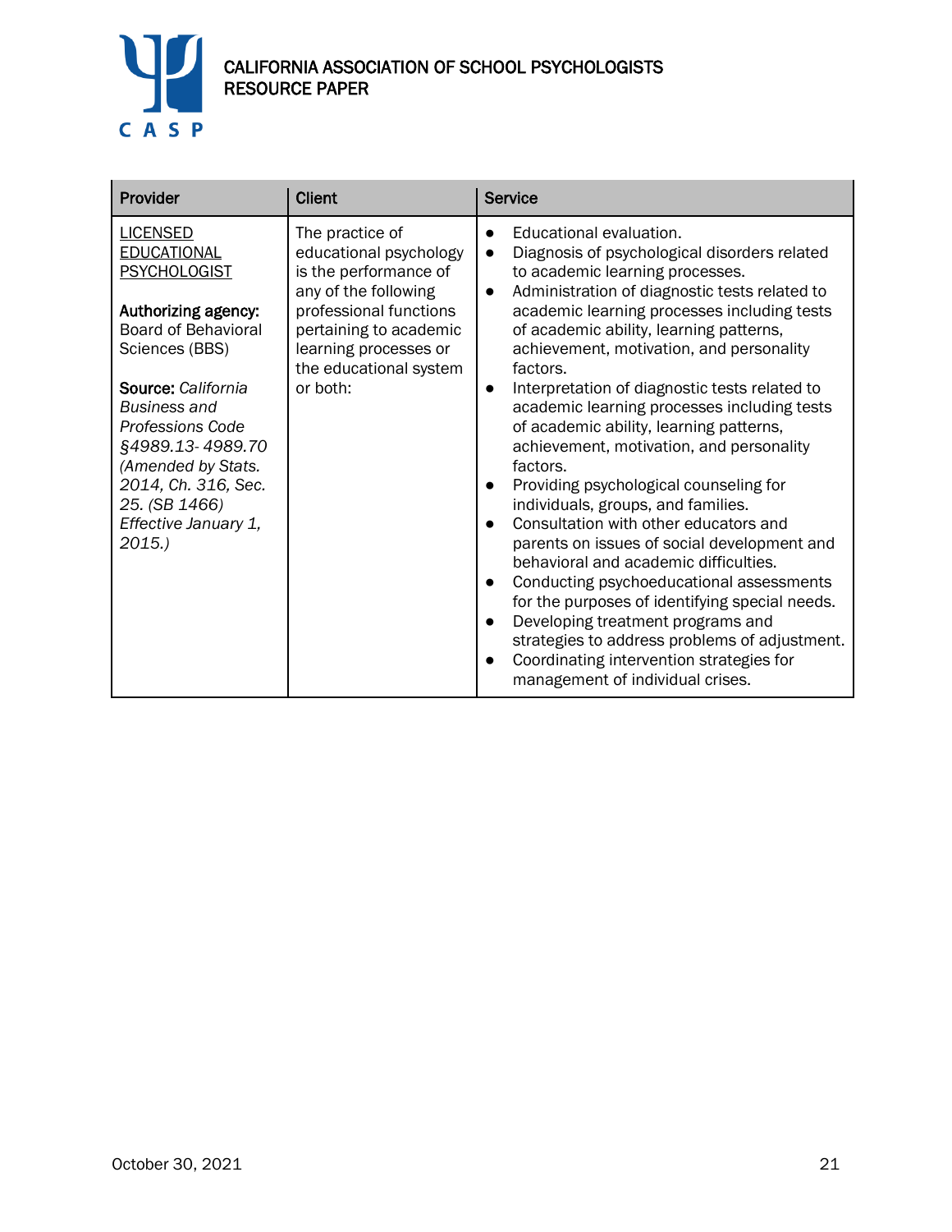| Provider | Client | Service |
|---|---|---|
| LICENSED EDUCATIONAL PSYCHOLOGIST<br><br>**Authorizing agency:** Board of Behavioral Sciences (BBS)<br><br>**Source:** *California Business and Professions Code §4989.13- 4989.70 (Amended by Stats. 2014, Ch. 316, Sec. 25. (SB 1466) Effective January 1, 2015.)* | The practice of educational psychology is the performance of any of the following professional functions pertaining to academic learning processes or the educational system or both: | ● Educational evaluation.<br>● Diagnosis of psychological disorders related to academic learning processes.<br>● Administration of diagnostic tests related to academic learning processes including tests of academic ability, learning patterns, achievement, motivation, and personality factors.<br>● Interpretation of diagnostic tests related to academic learning processes including tests of academic ability, learning patterns, achievement, motivation, and personality factors.<br>● Providing psychological counseling for individuals, groups, and families.<br>● Consultation with other educators and parents on issues of social development and behavioral and academic difficulties.<br>● Conducting psychoeducational assessments for the purposes of identifying special needs.<br>● Developing treatment programs and strategies to address problems of adjustment.<br>● Coordinating intervention strategies for management of individual crises. |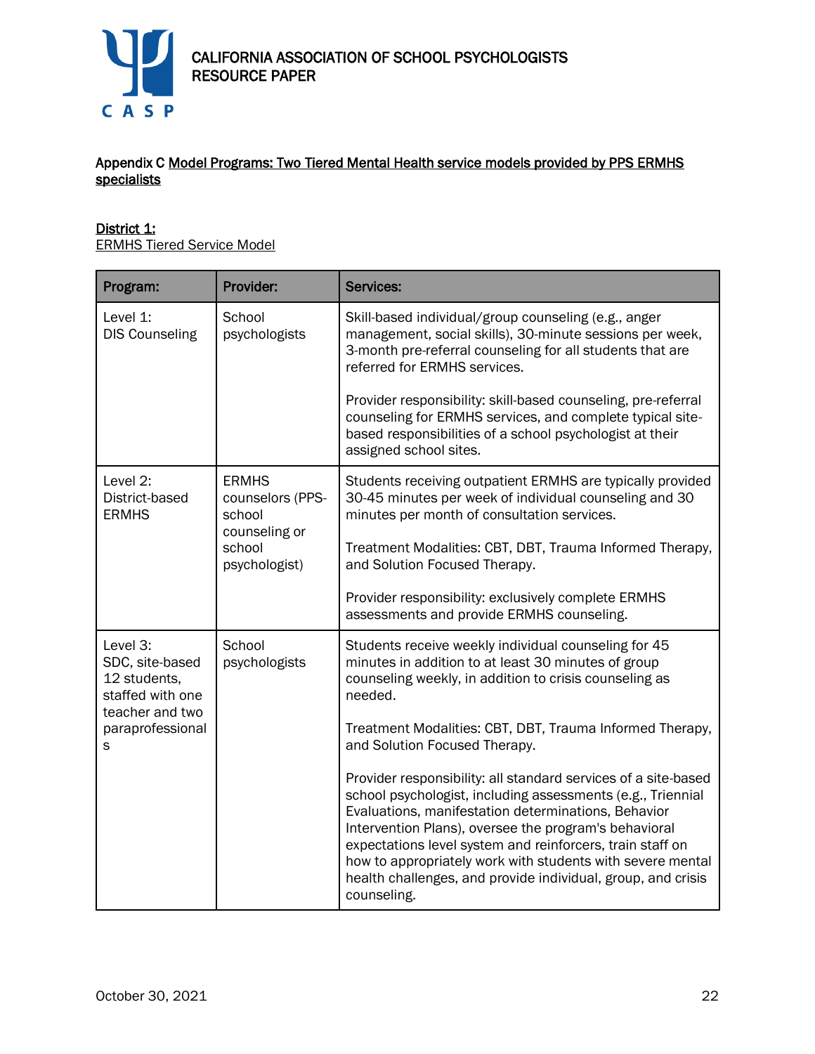Appendix C Model Programs: Two Tiered Mental Health service models provided by PPS ERMHS specialists

District 1:

ERMHS Tiered Service Model

| Program: | Provider: | Services: |
|---|---|---|
| Level 1: DIS Counseling | School psychologists | Skill-based individual/group counseling (e.g., anger management, social skills), 30-minute sessions per week, 3-month pre-referral counseling for all students that are referred for ERMHS services.<br><br>Provider responsibility: skill-based counseling, pre-referral counseling for ERMHS services, and complete typical site-based responsibilities of a school psychologist at their assigned school sites. |
| Level 2: District-based ERMHS | ERMHS counselors (PPS-school counseling or school psychologist) | Students receiving outpatient ERMHS are typically provided 30-45 minutes per week of individual counseling and 30 minutes per month of consultation services.<br><br>Treatment Modalities: CBT, DBT, Trauma Informed Therapy, and Solution Focused Therapy.<br><br>Provider responsibility: exclusively complete ERMHS assessments and provide ERMHS counseling. |
| Level 3: SDC, site-based 12 students, staffed with one teacher and two paraprofessionals | School psychologists | Students receive weekly individual counseling for 45 minutes in addition to at least 30 minutes of group counseling weekly, in addition to crisis counseling as needed.<br><br>Treatment Modalities: CBT, DBT, Trauma Informed Therapy, and Solution Focused Therapy.<br><br>Provider responsibility: all standard services of a site-based school psychologist, including assessments (e.g., Triennial Evaluations, manifestation determinations, Behavior Intervention Plans), oversee the program's behavioral expectations level system and reinforcers, train staff on how to appropriately work with students with severe mental health challenges, and provide individual, group, and crisis counseling. |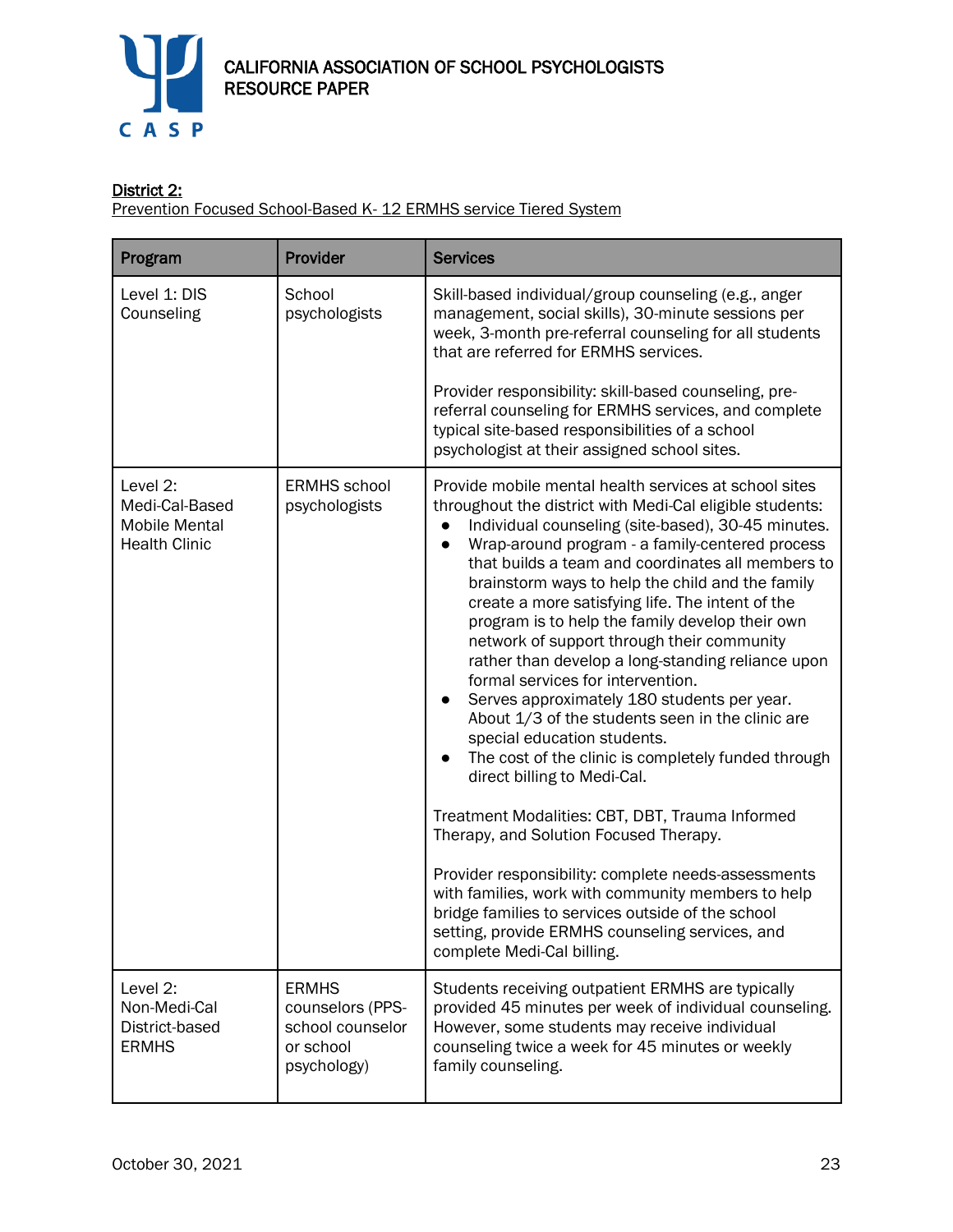**District 2:**
Prevention Focused School-Based K- 12 ERMHS service Tiered System

| Program | Provider | Services |
|---|---|---|
| Level 1: DIS Counseling | School psychologists | Skill-based individual/group counseling (e.g., anger management, social skills), 30-minute sessions per week, 3-month pre-referral counseling for all students that are referred for ERMHS services.<br><br>Provider responsibility: skill-based counseling, pre-referral counseling for ERMHS services, and complete typical site-based responsibilities of a school psychologist at their assigned school sites. |
| Level 2: Medi-Cal-Based Mobile Mental Health Clinic | ERMHS school psychologists | Provide mobile mental health services at school sites throughout the district with Medi-Cal eligible students:<br>• Individual counseling (site-based), 30-45 minutes.<br>• Wrap-around program - a family-centered process that builds a team and coordinates all members to brainstorm ways to help the child and the family create a more satisfying life. The intent of the program is to help the family develop their own network of support through their community rather than develop a long-standing reliance upon formal services for intervention.<br>• Serves approximately 180 students per year. About 1/3 of the students seen in the clinic are special education students.<br>• The cost of the clinic is completely funded through direct billing to Medi-Cal.<br><br>Treatment Modalities: CBT, DBT, Trauma Informed Therapy, and Solution Focused Therapy.<br><br>Provider responsibility: complete needs-assessments with families, work with community members to help bridge families to services outside of the school setting, provide ERMHS counseling services, and complete Medi-Cal billing. |
| Level 2: Non-Medi-Cal District-based ERMHS | ERMHS counselors (PPS-school counselor or school psychology) | Students receiving outpatient ERMHS are typically provided 45 minutes per week of individual counseling. However, some students may receive individual counseling twice a week for 45 minutes or weekly family counseling. |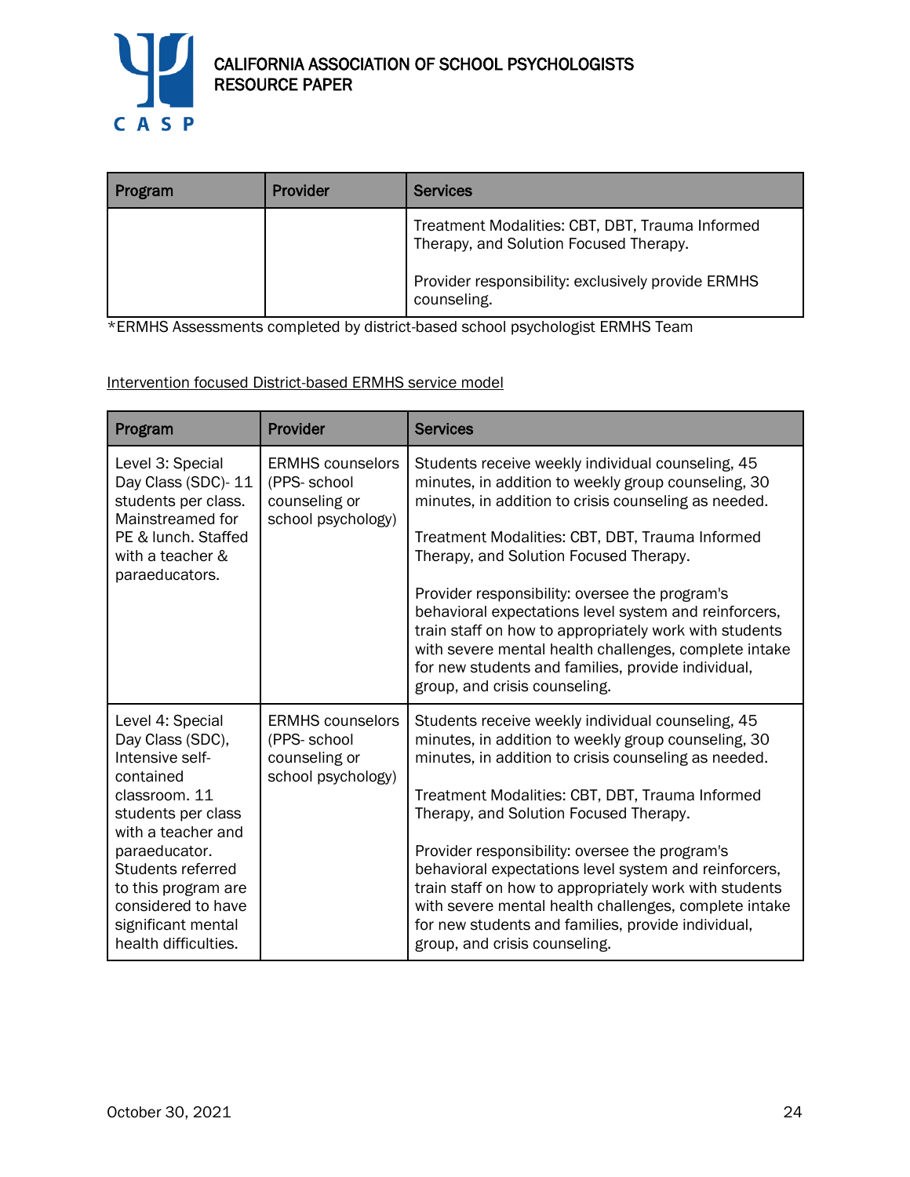| Program | Provider | Services |
|---|---|---|
| | | Treatment Modalities: CBT, DBT, Trauma Informed Therapy, and Solution Focused Therapy.<br><br>Provider responsibility: exclusively provide ERMHS counseling. |

*ERMHS Assessments completed by district-based school psychologist ERMHS Team

Intervention focused District-based ERMHS service model

| Program | Provider | Services |
|---|---|---|
| Level 3: Special Day Class (SDC)- 11 students per class. Mainstreamed for PE & lunch. Staffed with a teacher & paraeducators. | ERMHS counselors (PPS- school counseling or school psychology) | Students receive weekly individual counseling, 45 minutes, in addition to weekly group counseling, 30 minutes, in addition to crisis counseling as needed.<br><br>Treatment Modalities: CBT, DBT, Trauma Informed Therapy, and Solution Focused Therapy.<br><br>Provider responsibility: oversee the program's behavioral expectations level system and reinforcers, train staff on how to appropriately work with students with severe mental health challenges, complete intake for new students and families, provide individual, group, and crisis counseling. |
| Level 4: Special Day Class (SDC), Intensive self-contained classroom. 11 students per class with a teacher and paraeducator. Students referred to this program are considered to have significant mental health difficulties. | ERMHS counselors (PPS- school counseling or school psychology) | Students receive weekly individual counseling, 45 minutes, in addition to weekly group counseling, 30 minutes, in addition to crisis counseling as needed.<br><br>Treatment Modalities: CBT, DBT, Trauma Informed Therapy, and Solution Focused Therapy.<br><br>Provider responsibility: oversee the program's behavioral expectations level system and reinforcers, train staff on how to appropriately work with students with severe mental health challenges, complete intake for new students and families, provide individual, group, and crisis counseling. |